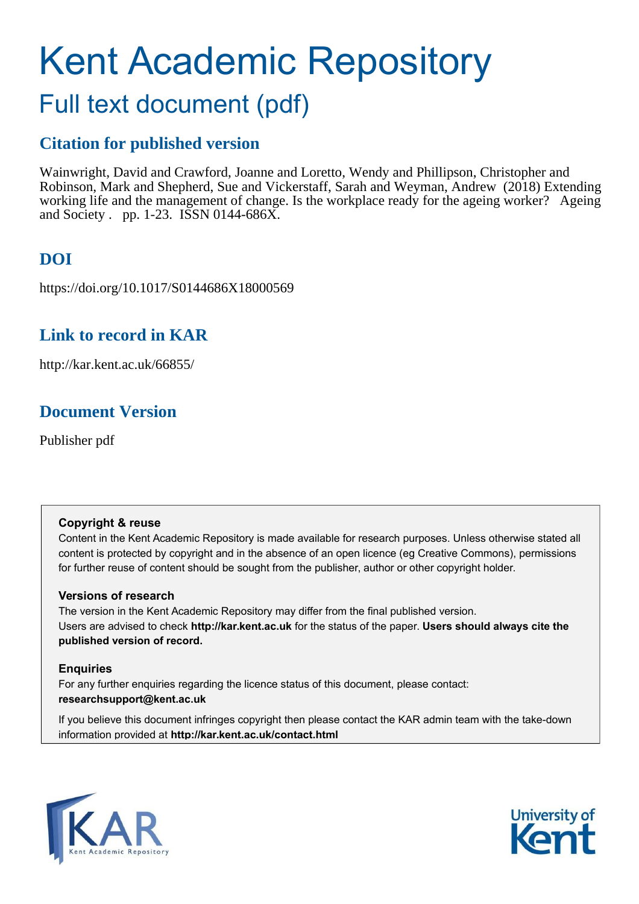# Kent Academic Repository

## Full text document (pdf)

### Citation for published version

Wainwright, David and Crawford, Joanne and Loretto, Wendy and Phillipson, Christopher and Robinson, Mark and Shepherd, Sue and Vickerstaff, Sarah and Weyman, Andrew (2018) Extending working life and the management of change. Is the workplace ready for the ageing worker? Ageing and Society . pp. 1-23. ISSN 0144-686X.

### DOI

https://doi.org/10.1017/S0144686X18000569

### Link to record in KAR

http://kar.kent.ac.uk/66855/

### Document Version

Publisher pdf

**Copyright & reuse**

Content in the Kent Academic Repository is made available for research purposes. Unless otherwise stated all content is protected by copyright and in the absence of an open licence (eg Creative Commons), permissions for further reuse of content should be sought from the publisher, author or other copyright holder.

**Versions of research**

The version in the Kent Academic Repository may differ from the final published version. Users are advised to check **http://kar.kent.ac.uk** for the status of the paper. **Users should always cite the published version of record.**

**Enquiries**

For any further enquiries regarding the licence status of this document, please contact: **researchsupport@kent.ac.uk**

If you believe this document infringes copyright then please contact the KAR admin team with the take-down information provided at **http://kar.kent.ac.uk/contact.html**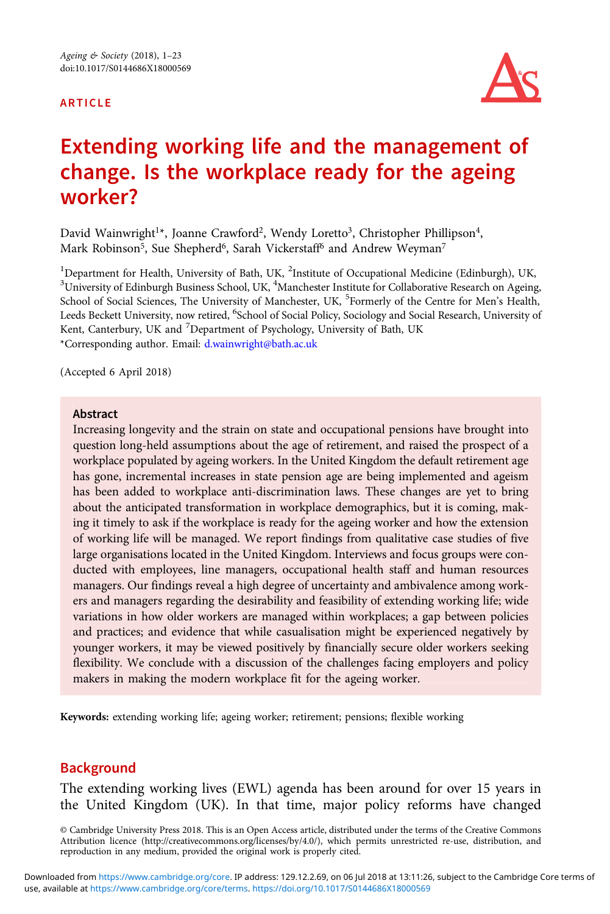ARTICLE

# Extending working life and the management of change. Is the workplace ready for the ageing worker?

David Wainwright[1]*, Joanne Crawford[2], Wendy Loretto[3], Christopher Phillipson[4], Mark Robinson[5], Sue Shepherd[6], Sarah Vickerstaff[6] and Andrew Weyman[7]

[1]Department for Health, University of Bath, UK, [2]Institute of Occupational Medicine (Edinburgh), UK, [3]University of Edinburgh Business School, UK, [4]Manchester Institute for Collaborative Research on Ageing, School of Social Sciences, The University of Manchester, UK, [5]Formerly of the Centre for Men's Health, Leeds Beckett University, now retired, [6]School of Social Policy, Sociology and Social Research, University of Kent, Canterbury, UK and [7]Department of Psychology, University of Bath, UK
*Corresponding author. Email: d.wainwright@bath.ac.uk

(Accepted 6 April 2018)

## Abstract

Increasing longevity and the strain on state and occupational pensions have brought into question long-held assumptions about the age of retirement, and raised the prospect of a workplace populated by ageing workers. In the United Kingdom the default retirement age has gone, incremental increases in state pension age are being implemented and ageism has been added to workplace anti-discrimination laws. These changes are yet to bring about the anticipated transformation in workplace demographics, but it is coming, making it timely to ask if the workplace is ready for the ageing worker and how the extension of working life will be managed. We report findings from qualitative case studies of five large organisations located in the United Kingdom. Interviews and focus groups were conducted with employees, line managers, occupational health staff and human resources managers. Our findings reveal a high degree of uncertainty and ambivalence among workers and managers regarding the desirability and feasibility of extending working life; wide variations in how older workers are managed within workplaces; a gap between policies and practices; and evidence that while casualisation might be experienced negatively by younger workers, it may be viewed positively by financially secure older workers seeking flexibility. We conclude with a discussion of the challenges facing employers and policy makers in making the modern workplace fit for the ageing worker.

**Keywords:** extending working life; ageing worker; retirement; pensions; flexible working

## Background

The extending working lives (EWL) agenda has been around for over 15 years in the United Kingdom (UK). In that time, major policy reforms have changed

© Cambridge University Press 2018. This is an Open Access article, distributed under the terms of the Creative Commons Attribution licence (http://creativecommons.org/licenses/by/4.0/), which permits unrestricted re-use, distribution, and reproduction in any medium, provided the original work is properly cited.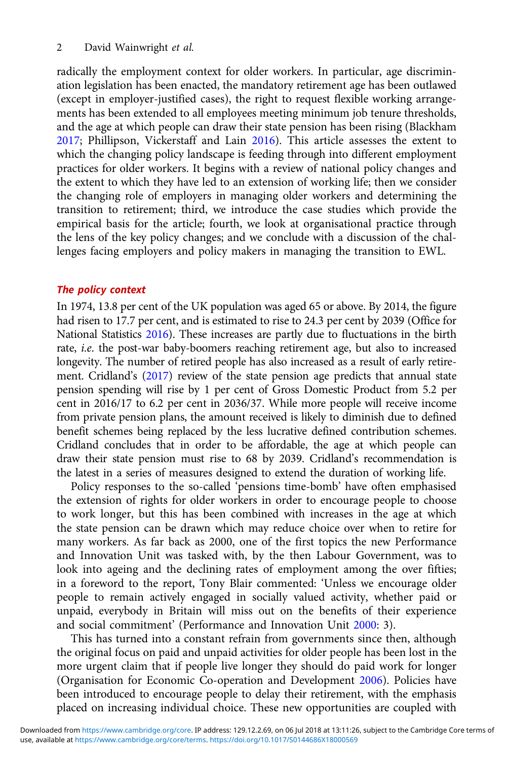radically the employment context for older workers. In particular, age discrimination legislation has been enacted, the mandatory retirement age has been outlawed (except in employer-justified cases), the right to request flexible working arrangements has been extended to all employees meeting minimum job tenure thresholds, and the age at which people can draw their state pension has been rising (Blackham 2017; Phillipson, Vickerstaff and Lain 2016). This article assesses the extent to which the changing policy landscape is feeding through into different employment practices for older workers. It begins with a review of national policy changes and the extent to which they have led to an extension of working life; then we consider the changing role of employers in managing older workers and determining the transition to retirement; third, we introduce the case studies which provide the empirical basis for the article; fourth, we look at organisational practice through the lens of the key policy changes; and we conclude with a discussion of the challenges facing employers and policy makers in managing the transition to EWL.

## The policy context

In 1974, 13.8 per cent of the UK population was aged 65 or above. By 2014, the figure had risen to 17.7 per cent, and is estimated to rise to 24.3 per cent by 2039 (Office for National Statistics 2016). These increases are partly due to fluctuations in the birth rate, *i.e.* the post-war baby-boomers reaching retirement age, but also to increased longevity. The number of retired people has also increased as a result of early retirement. Cridland's (2017) review of the state pension age predicts that annual state pension spending will rise by 1 per cent of Gross Domestic Product from 5.2 per cent in 2016/17 to 6.2 per cent in 2036/37. While more people will receive income from private pension plans, the amount received is likely to diminish due to defined benefit schemes being replaced by the less lucrative defined contribution schemes. Cridland concludes that in order to be affordable, the age at which people can draw their state pension must rise to 68 by 2039. Cridland's recommendation is the latest in a series of measures designed to extend the duration of working life.

Policy responses to the so-called 'pensions time-bomb' have often emphasised the extension of rights for older workers in order to encourage people to choose to work longer, but this has been combined with increases in the age at which the state pension can be drawn which may reduce choice over when to retire for many workers. As far back as 2000, one of the first topics the new Performance and Innovation Unit was tasked with, by the then Labour Government, was to look into ageing and the declining rates of employment among the over fifties; in a foreword to the report, Tony Blair commented: 'Unless we encourage older people to remain actively engaged in socially valued activity, whether paid or unpaid, everybody in Britain will miss out on the benefits of their experience and social commitment' (Performance and Innovation Unit 2000: 3).

This has turned into a constant refrain from governments since then, although the original focus on paid and unpaid activities for older people has been lost in the more urgent claim that if people live longer they should do paid work for longer (Organisation for Economic Co-operation and Development 2006). Policies have been introduced to encourage people to delay their retirement, with the emphasis placed on increasing individual choice. These new opportunities are coupled with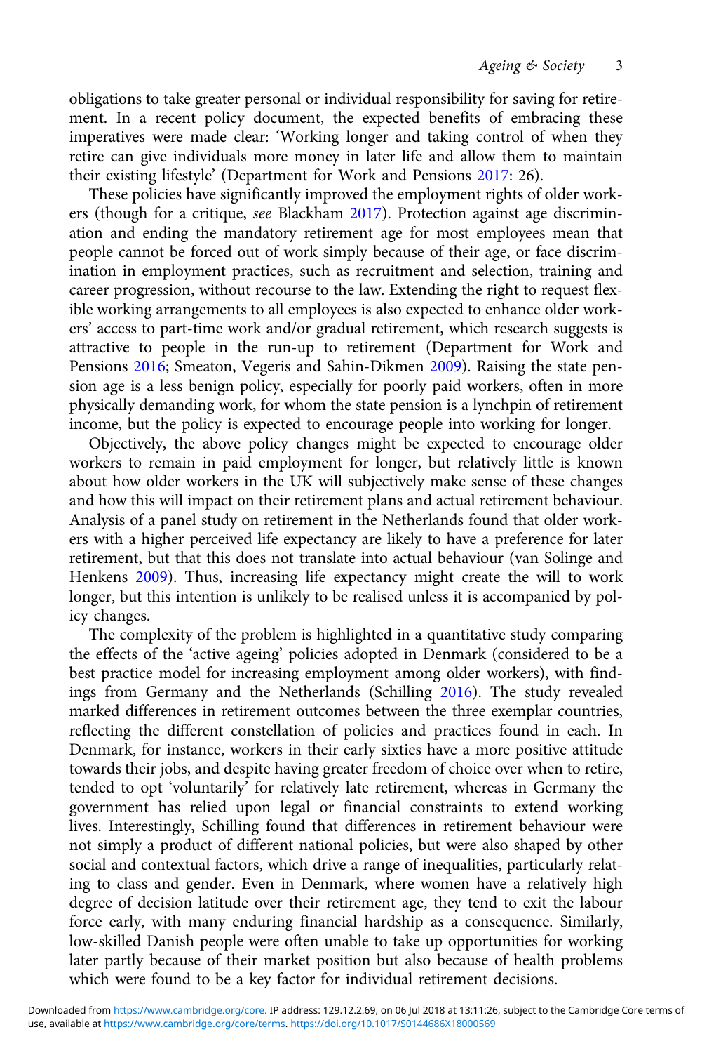obligations to take greater personal or individual responsibility for saving for retirement. In a recent policy document, the expected benefits of embracing these imperatives were made clear: 'Working longer and taking control of when they retire can give individuals more money in later life and allow them to maintain their existing lifestyle' (Department for Work and Pensions 2017: 26).

These policies have significantly improved the employment rights of older workers (though for a critique, *see* Blackham 2017). Protection against age discrimination and ending the mandatory retirement age for most employees mean that people cannot be forced out of work simply because of their age, or face discrimination in employment practices, such as recruitment and selection, training and career progression, without recourse to the law. Extending the right to request flexible working arrangements to all employees is also expected to enhance older workers' access to part-time work and/or gradual retirement, which research suggests is attractive to people in the run-up to retirement (Department for Work and Pensions 2016; Smeaton, Vegeris and Sahin-Dikmen 2009). Raising the state pension age is a less benign policy, especially for poorly paid workers, often in more physically demanding work, for whom the state pension is a lynchpin of retirement income, but the policy is expected to encourage people into working for longer.

Objectively, the above policy changes might be expected to encourage older workers to remain in paid employment for longer, but relatively little is known about how older workers in the UK will subjectively make sense of these changes and how this will impact on their retirement plans and actual retirement behaviour. Analysis of a panel study on retirement in the Netherlands found that older workers with a higher perceived life expectancy are likely to have a preference for later retirement, but that this does not translate into actual behaviour (van Solinge and Henkens 2009). Thus, increasing life expectancy might create the will to work longer, but this intention is unlikely to be realised unless it is accompanied by policy changes.

The complexity of the problem is highlighted in a quantitative study comparing the effects of the 'active ageing' policies adopted in Denmark (considered to be a best practice model for increasing employment among older workers), with findings from Germany and the Netherlands (Schilling 2016). The study revealed marked differences in retirement outcomes between the three exemplar countries, reflecting the different constellation of policies and practices found in each. In Denmark, for instance, workers in their early sixties have a more positive attitude towards their jobs, and despite having greater freedom of choice over when to retire, tended to opt 'voluntarily' for relatively late retirement, whereas in Germany the government has relied upon legal or financial constraints to extend working lives. Interestingly, Schilling found that differences in retirement behaviour were not simply a product of different national policies, but were also shaped by other social and contextual factors, which drive a range of inequalities, particularly relating to class and gender. Even in Denmark, where women have a relatively high degree of decision latitude over their retirement age, they tend to exit the labour force early, with many enduring financial hardship as a consequence. Similarly, low-skilled Danish people were often unable to take up opportunities for working later partly because of their market position but also because of health problems which were found to be a key factor for individual retirement decisions.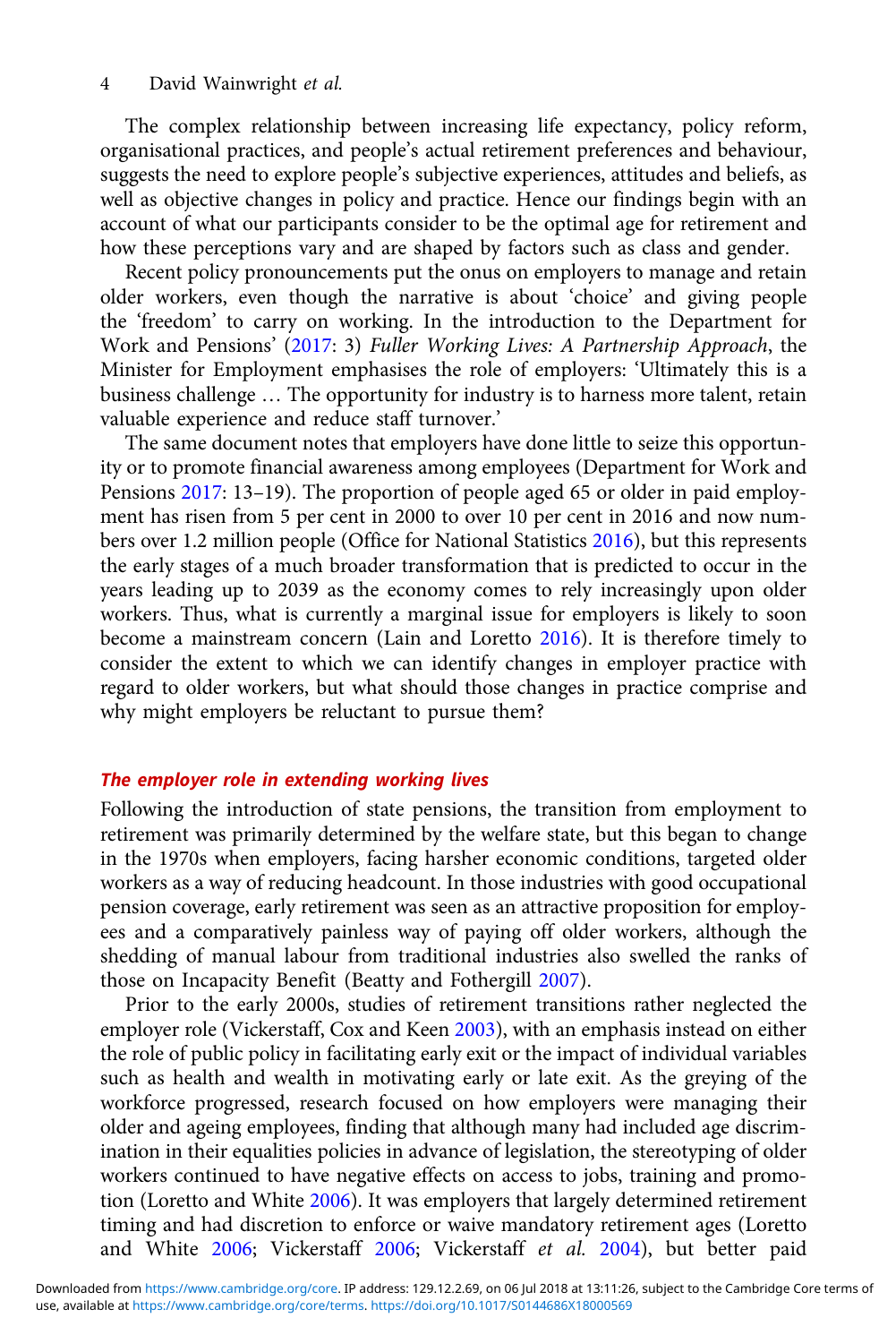The complex relationship between increasing life expectancy, policy reform, organisational practices, and people's actual retirement preferences and behaviour, suggests the need to explore people's subjective experiences, attitudes and beliefs, as well as objective changes in policy and practice. Hence our findings begin with an account of what our participants consider to be the optimal age for retirement and how these perceptions vary and are shaped by factors such as class and gender.

Recent policy pronouncements put the onus on employers to manage and retain older workers, even though the narrative is about 'choice' and giving people the 'freedom' to carry on working. In the introduction to the Department for Work and Pensions' (2017: 3) *Fuller Working Lives: A Partnership Approach*, the Minister for Employment emphasises the role of employers: 'Ultimately this is a business challenge … The opportunity for industry is to harness more talent, retain valuable experience and reduce staff turnover.'

The same document notes that employers have done little to seize this opportunity or to promote financial awareness among employees (Department for Work and Pensions 2017: 13–19). The proportion of people aged 65 or older in paid employment has risen from 5 per cent in 2000 to over 10 per cent in 2016 and now numbers over 1.2 million people (Office for National Statistics 2016), but this represents the early stages of a much broader transformation that is predicted to occur in the years leading up to 2039 as the economy comes to rely increasingly upon older workers. Thus, what is currently a marginal issue for employers is likely to soon become a mainstream concern (Lain and Loretto 2016). It is therefore timely to consider the extent to which we can identify changes in employer practice with regard to older workers, but what should those changes in practice comprise and why might employers be reluctant to pursue them?

## The employer role in extending working lives

Following the introduction of state pensions, the transition from employment to retirement was primarily determined by the welfare state, but this began to change in the 1970s when employers, facing harsher economic conditions, targeted older workers as a way of reducing headcount. In those industries with good occupational pension coverage, early retirement was seen as an attractive proposition for employees and a comparatively painless way of paying off older workers, although the shedding of manual labour from traditional industries also swelled the ranks of those on Incapacity Benefit (Beatty and Fothergill 2007).

Prior to the early 2000s, studies of retirement transitions rather neglected the employer role (Vickerstaff, Cox and Keen 2003), with an emphasis instead on either the role of public policy in facilitating early exit or the impact of individual variables such as health and wealth in motivating early or late exit. As the greying of the workforce progressed, research focused on how employers were managing their older and ageing employees, finding that although many had included age discrimination in their equalities policies in advance of legislation, the stereotyping of older workers continued to have negative effects on access to jobs, training and promotion (Loretto and White 2006). It was employers that largely determined retirement timing and had discretion to enforce or waive mandatory retirement ages (Loretto and White 2006; Vickerstaff 2006; Vickerstaff *et al.* 2004), but better paid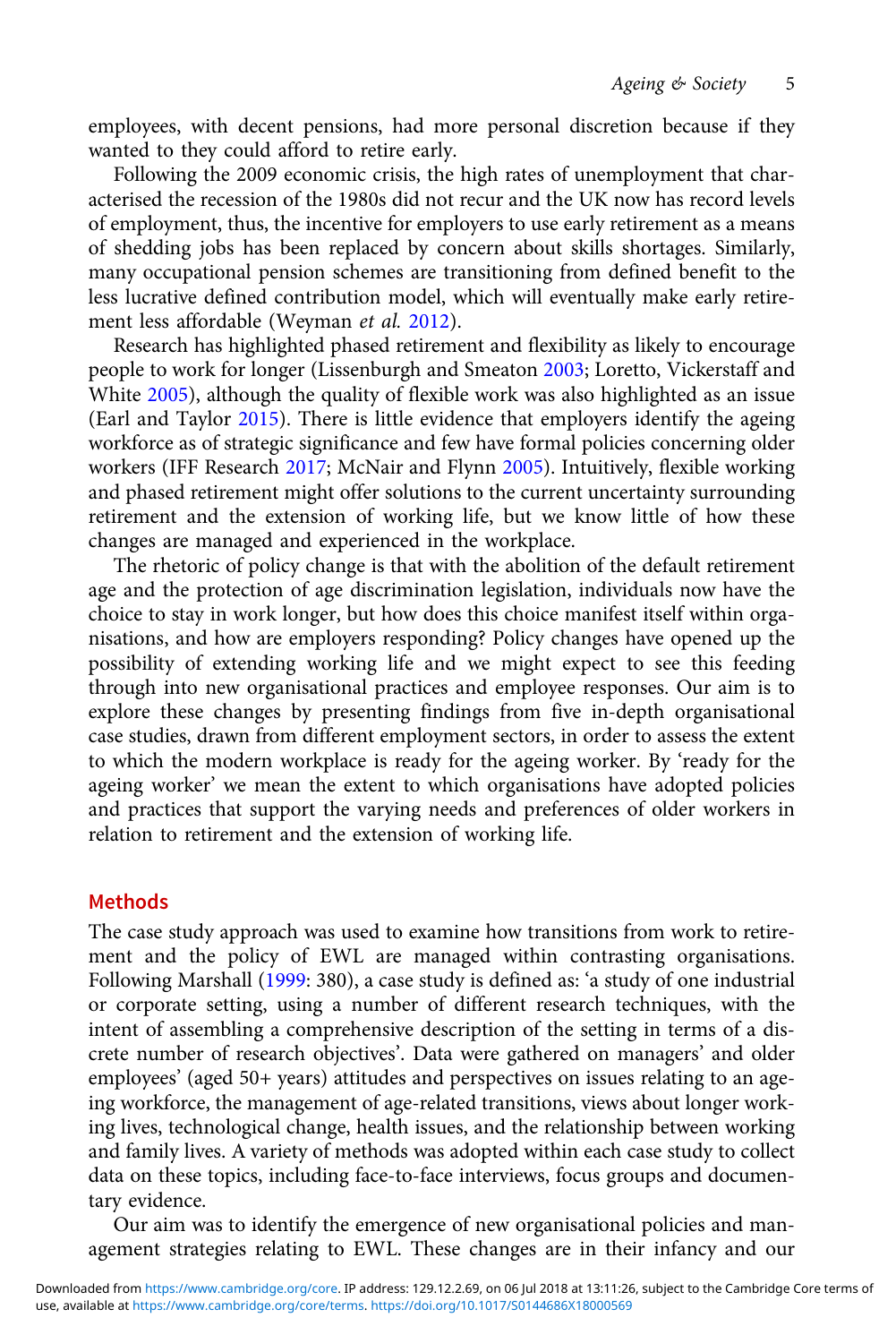employees, with decent pensions, had more personal discretion because if they wanted to they could afford to retire early.

Following the 2009 economic crisis, the high rates of unemployment that characterised the recession of the 1980s did not recur and the UK now has record levels of employment, thus, the incentive for employers to use early retirement as a means of shedding jobs has been replaced by concern about skills shortages. Similarly, many occupational pension schemes are transitioning from defined benefit to the less lucrative defined contribution model, which will eventually make early retirement less affordable (Weyman *et al.* 2012).

Research has highlighted phased retirement and flexibility as likely to encourage people to work for longer (Lissenburgh and Smeaton 2003; Loretto, Vickerstaff and White 2005), although the quality of flexible work was also highlighted as an issue (Earl and Taylor 2015). There is little evidence that employers identify the ageing workforce as of strategic significance and few have formal policies concerning older workers (IFF Research 2017; McNair and Flynn 2005). Intuitively, flexible working and phased retirement might offer solutions to the current uncertainty surrounding retirement and the extension of working life, but we know little of how these changes are managed and experienced in the workplace.

The rhetoric of policy change is that with the abolition of the default retirement age and the protection of age discrimination legislation, individuals now have the choice to stay in work longer, but how does this choice manifest itself within organisations, and how are employers responding? Policy changes have opened up the possibility of extending working life and we might expect to see this feeding through into new organisational practices and employee responses. Our aim is to explore these changes by presenting findings from five in-depth organisational case studies, drawn from different employment sectors, in order to assess the extent to which the modern workplace is ready for the ageing worker. By 'ready for the ageing worker' we mean the extent to which organisations have adopted policies and practices that support the varying needs and preferences of older workers in relation to retirement and the extension of working life.

## Methods

The case study approach was used to examine how transitions from work to retirement and the policy of EWL are managed within contrasting organisations. Following Marshall (1999: 380), a case study is defined as: 'a study of one industrial or corporate setting, using a number of different research techniques, with the intent of assembling a comprehensive description of the setting in terms of a discrete number of research objectives'. Data were gathered on managers' and older employees' (aged 50+ years) attitudes and perspectives on issues relating to an ageing workforce, the management of age-related transitions, views about longer working lives, technological change, health issues, and the relationship between working and family lives. A variety of methods was adopted within each case study to collect data on these topics, including face-to-face interviews, focus groups and documentary evidence.

Our aim was to identify the emergence of new organisational policies and management strategies relating to EWL. These changes are in their infancy and our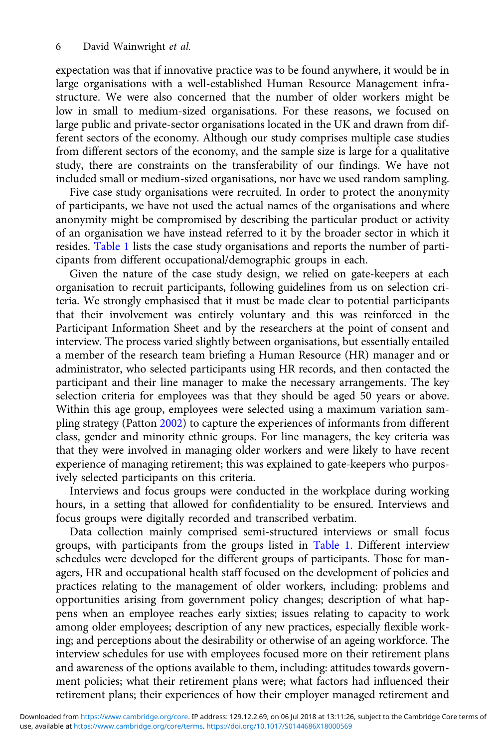expectation was that if innovative practice was to be found anywhere, it would be in large organisations with a well-established Human Resource Management infrastructure. We were also concerned that the number of older workers might be low in small to medium-sized organisations. For these reasons, we focused on large public and private-sector organisations located in the UK and drawn from different sectors of the economy. Although our study comprises multiple case studies from different sectors of the economy, and the sample size is large for a qualitative study, there are constraints on the transferability of our findings. We have not included small or medium-sized organisations, nor have we used random sampling.

Five case study organisations were recruited. In order to protect the anonymity of participants, we have not used the actual names of the organisations and where anonymity might be compromised by describing the particular product or activity of an organisation we have instead referred to it by the broader sector in which it resides. Table 1 lists the case study organisations and reports the number of participants from different occupational/demographic groups in each.

Given the nature of the case study design, we relied on gate-keepers at each organisation to recruit participants, following guidelines from us on selection criteria. We strongly emphasised that it must be made clear to potential participants that their involvement was entirely voluntary and this was reinforced in the Participant Information Sheet and by the researchers at the point of consent and interview. The process varied slightly between organisations, but essentially entailed a member of the research team briefing a Human Resource (HR) manager and or administrator, who selected participants using HR records, and then contacted the participant and their line manager to make the necessary arrangements. The key selection criteria for employees was that they should be aged 50 years or above. Within this age group, employees were selected using a maximum variation sampling strategy (Patton 2002) to capture the experiences of informants from different class, gender and minority ethnic groups. For line managers, the key criteria was that they were involved in managing older workers and were likely to have recent experience of managing retirement; this was explained to gate-keepers who purposively selected participants on this criteria.

Interviews and focus groups were conducted in the workplace during working hours, in a setting that allowed for confidentiality to be ensured. Interviews and focus groups were digitally recorded and transcribed verbatim.

Data collection mainly comprised semi-structured interviews or small focus groups, with participants from the groups listed in Table 1. Different interview schedules were developed for the different groups of participants. Those for managers, HR and occupational health staff focused on the development of policies and practices relating to the management of older workers, including: problems and opportunities arising from government policy changes; description of what happens when an employee reaches early sixties; issues relating to capacity to work among older employees; description of any new practices, especially flexible working; and perceptions about the desirability or otherwise of an ageing workforce. The interview schedules for use with employees focused more on their retirement plans and awareness of the options available to them, including: attitudes towards government policies; what their retirement plans were; what factors had influenced their retirement plans; their experiences of how their employer managed retirement and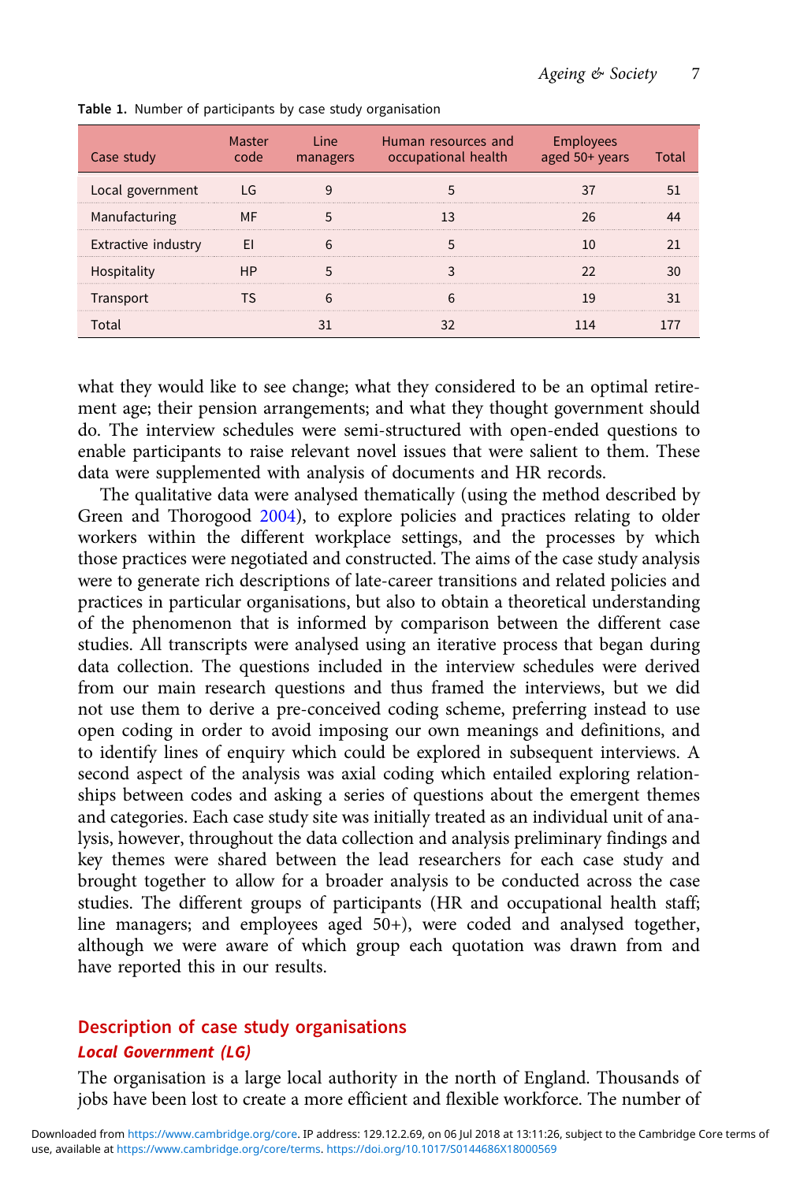Table 1. Number of participants by case study organisation

| Case study | Master code | Line managers | Human resources and occupational health | Employees aged 50+ years | Total |
|---|---|---|---|---|---|
| Local government | LG | 9 | 5 | 37 | 51 |
| Manufacturing | MF | 5 | 13 | 26 | 44 |
| Extractive industry | EI | 6 | 5 | 10 | 21 |
| Hospitality | HP | 5 | 3 | 22 | 30 |
| Transport | TS | 6 | 6 | 19 | 31 |
| Total | | 31 | 32 | 114 | 177 |

what they would like to see change; what they considered to be an optimal retirement age; their pension arrangements; and what they thought government should do. The interview schedules were semi-structured with open-ended questions to enable participants to raise relevant novel issues that were salient to them. These data were supplemented with analysis of documents and HR records.

The qualitative data were analysed thematically (using the method described by Green and Thorogood 2004), to explore policies and practices relating to older workers within the different workplace settings, and the processes by which those practices were negotiated and constructed. The aims of the case study analysis were to generate rich descriptions of late-career transitions and related policies and practices in particular organisations, but also to obtain a theoretical understanding of the phenomenon that is informed by comparison between the different case studies. All transcripts were analysed using an iterative process that began during data collection. The questions included in the interview schedules were derived from our main research questions and thus framed the interviews, but we did not use them to derive a pre-conceived coding scheme, preferring instead to use open coding in order to avoid imposing our own meanings and definitions, and to identify lines of enquiry which could be explored in subsequent interviews. A second aspect of the analysis was axial coding which entailed exploring relationships between codes and asking a series of questions about the emergent themes and categories. Each case study site was initially treated as an individual unit of analysis, however, throughout the data collection and analysis preliminary findings and key themes were shared between the lead researchers for each case study and brought together to allow for a broader analysis to be conducted across the case studies. The different groups of participants (HR and occupational health staff; line managers; and employees aged 50+), were coded and analysed together, although we were aware of which group each quotation was drawn from and have reported this in our results.

## Description of case study organisations

### *Local Government (LG)*

The organisation is a large local authority in the north of England. Thousands of jobs have been lost to create a more efficient and flexible workforce. The number of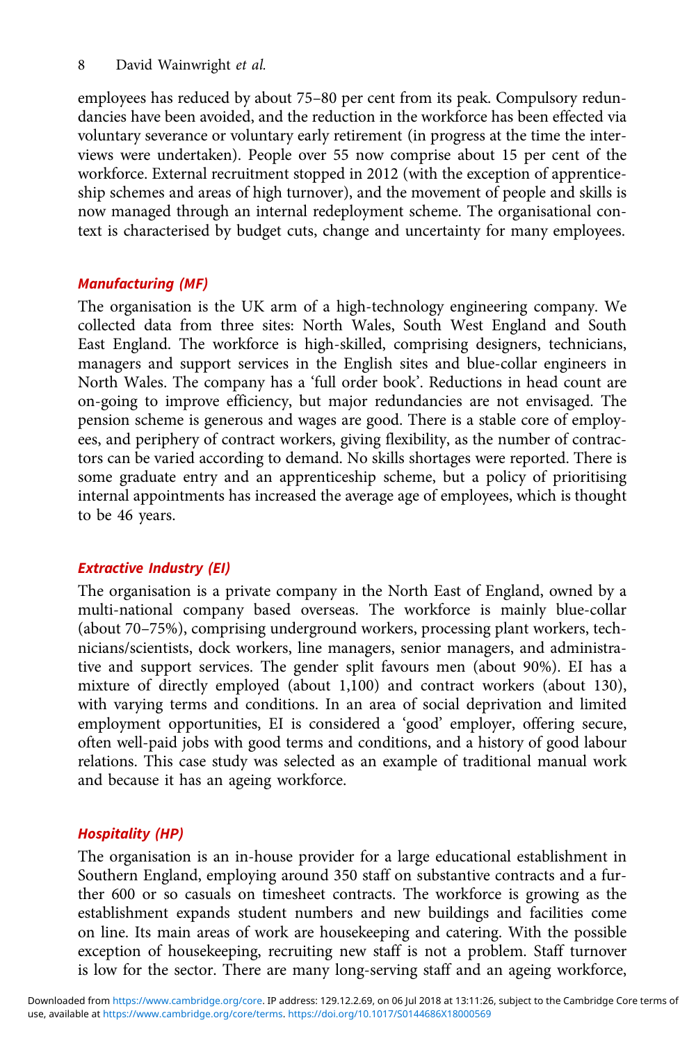employees has reduced by about 75–80 per cent from its peak. Compulsory redundancies have been avoided, and the reduction in the workforce has been effected via voluntary severance or voluntary early retirement (in progress at the time the interviews were undertaken). People over 55 now comprise about 15 per cent of the workforce. External recruitment stopped in 2012 (with the exception of apprenticeship schemes and areas of high turnover), and the movement of people and skills is now managed through an internal redeployment scheme. The organisational context is characterised by budget cuts, change and uncertainty for many employees.

### *Manufacturing (MF)*

The organisation is the UK arm of a high-technology engineering company. We collected data from three sites: North Wales, South West England and South East England. The workforce is high-skilled, comprising designers, technicians, managers and support services in the English sites and blue-collar engineers in North Wales. The company has a 'full order book'. Reductions in head count are on-going to improve efficiency, but major redundancies are not envisaged. The pension scheme is generous and wages are good. There is a stable core of employees, and periphery of contract workers, giving flexibility, as the number of contractors can be varied according to demand. No skills shortages were reported. There is some graduate entry and an apprenticeship scheme, but a policy of prioritising internal appointments has increased the average age of employees, which is thought to be 46 years.

### *Extractive Industry (EI)*

The organisation is a private company in the North East of England, owned by a multi-national company based overseas. The workforce is mainly blue-collar (about 70–75%), comprising underground workers, processing plant workers, technicians/scientists, dock workers, line managers, senior managers, and administrative and support services. The gender split favours men (about 90%). EI has a mixture of directly employed (about 1,100) and contract workers (about 130), with varying terms and conditions. In an area of social deprivation and limited employment opportunities, EI is considered a 'good' employer, offering secure, often well-paid jobs with good terms and conditions, and a history of good labour relations. This case study was selected as an example of traditional manual work and because it has an ageing workforce.

### *Hospitality (HP)*

The organisation is an in-house provider for a large educational establishment in Southern England, employing around 350 staff on substantive contracts and a further 600 or so casuals on timesheet contracts. The workforce is growing as the establishment expands student numbers and new buildings and facilities come on line. Its main areas of work are housekeeping and catering. With the possible exception of housekeeping, recruiting new staff is not a problem. Staff turnover is low for the sector. There are many long-serving staff and an ageing workforce,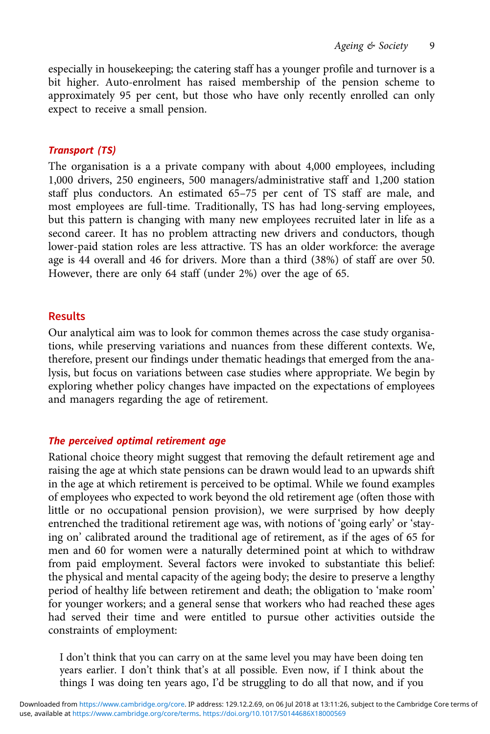especially in housekeeping; the catering staff has a younger profile and turnover is a bit higher. Auto-enrolment has raised membership of the pension scheme to approximately 95 per cent, but those who have only recently enrolled can only expect to receive a small pension.

### *Transport (TS)*

The organisation is a private company with about 4,000 employees, including 1,000 drivers, 250 engineers, 500 managers/administrative staff and 1,200 station staff plus conductors. An estimated 65–75 per cent of TS staff are male, and most employees are full-time. Traditionally, TS has had long-serving employees, but this pattern is changing with many new employees recruited later in life as a second career. It has no problem attracting new drivers and conductors, though lower-paid station roles are less attractive. TS has an older workforce: the average age is 44 overall and 46 for drivers. More than a third (38%) of staff are over 50. However, there are only 64 staff (under 2%) over the age of 65.

## Results

Our analytical aim was to look for common themes across the case study organisations, while preserving variations and nuances from these different contexts. We, therefore, present our findings under thematic headings that emerged from the analysis, but focus on variations between case studies where appropriate. We begin by exploring whether policy changes have impacted on the expectations of employees and managers regarding the age of retirement.

### *The perceived optimal retirement age*

Rational choice theory might suggest that removing the default retirement age and raising the age at which state pensions can be drawn would lead to an upwards shift in the age at which retirement is perceived to be optimal. While we found examples of employees who expected to work beyond the old retirement age (often those with little or no occupational pension provision), we were surprised by how deeply entrenched the traditional retirement age was, with notions of 'going early' or 'staying on' calibrated around the traditional age of retirement, as if the ages of 65 for men and 60 for women were a naturally determined point at which to withdraw from paid employment. Several factors were invoked to substantiate this belief: the physical and mental capacity of the ageing body; the desire to preserve a lengthy period of healthy life between retirement and death; the obligation to 'make room' for younger workers; and a general sense that workers who had reached these ages had served their time and were entitled to pursue other activities outside the constraints of employment:

> I don't think that you can carry on at the same level you may have been doing ten years earlier. I don't think that's at all possible. Even now, if I think about the things I was doing ten years ago, I'd be struggling to do all that now, and if you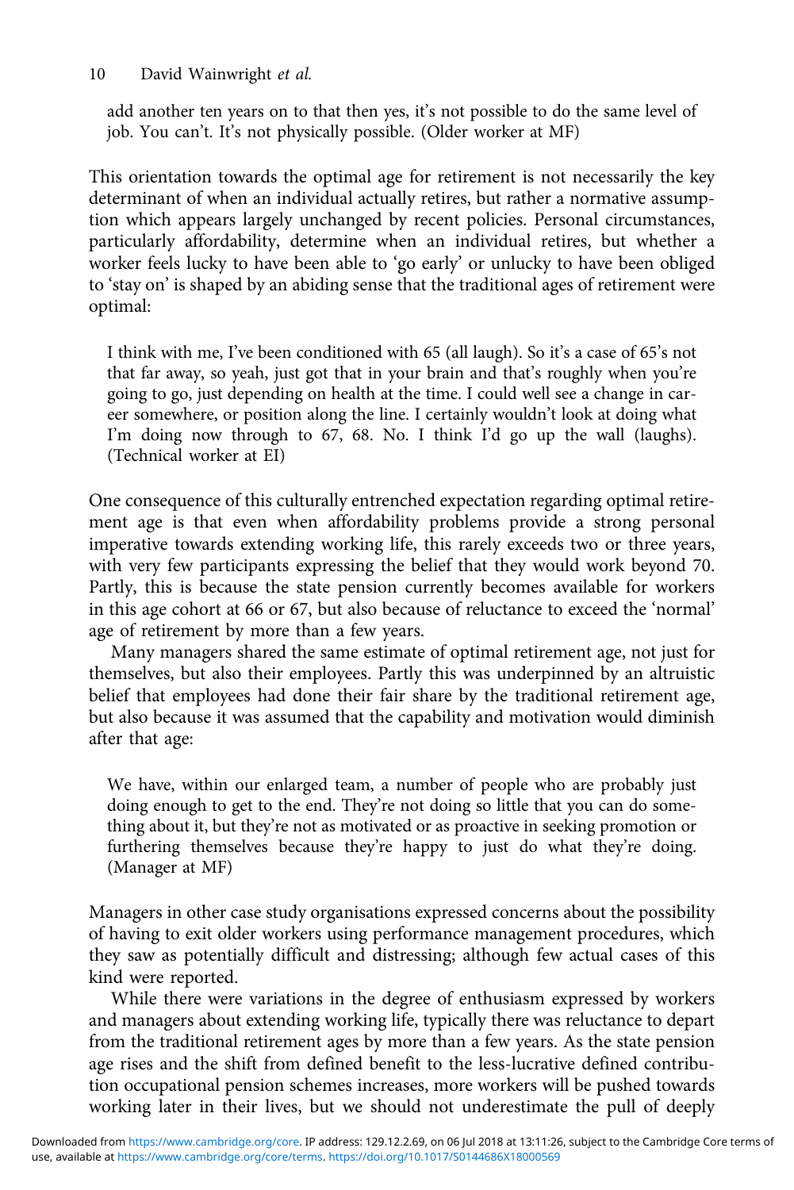add another ten years on to that then yes, it's not possible to do the same level of job. You can't. It's not physically possible. (Older worker at MF)

This orientation towards the optimal age for retirement is not necessarily the key determinant of when an individual actually retires, but rather a normative assumption which appears largely unchanged by recent policies. Personal circumstances, particularly affordability, determine when an individual retires, but whether a worker feels lucky to have been able to 'go early' or unlucky to have been obliged to 'stay on' is shaped by an abiding sense that the traditional ages of retirement were optimal:

> I think with me, I've been conditioned with 65 (all laugh). So it's a case of 65's not that far away, so yeah, just got that in your brain and that's roughly when you're going to go, just depending on health at the time. I could well see a change in career somewhere, or position along the line. I certainly wouldn't look at doing what I'm doing now through to 67, 68. No. I think I'd go up the wall (laughs). (Technical worker at EI)

One consequence of this culturally entrenched expectation regarding optimal retirement age is that even when affordability problems provide a strong personal imperative towards extending working life, this rarely exceeds two or three years, with very few participants expressing the belief that they would work beyond 70. Partly, this is because the state pension currently becomes available for workers in this age cohort at 66 or 67, but also because of reluctance to exceed the 'normal' age of retirement by more than a few years.

Many managers shared the same estimate of optimal retirement age, not just for themselves, but also their employees. Partly this was underpinned by an altruistic belief that employees had done their fair share by the traditional retirement age, but also because it was assumed that the capability and motivation would diminish after that age:

> We have, within our enlarged team, a number of people who are probably just doing enough to get to the end. They're not doing so little that you can do something about it, but they're not as motivated or as proactive in seeking promotion or furthering themselves because they're happy to just do what they're doing. (Manager at MF)

Managers in other case study organisations expressed concerns about the possibility of having to exit older workers using performance management procedures, which they saw as potentially difficult and distressing; although few actual cases of this kind were reported.

While there were variations in the degree of enthusiasm expressed by workers and managers about extending working life, typically there was reluctance to depart from the traditional retirement ages by more than a few years. As the state pension age rises and the shift from defined benefit to the less-lucrative defined contribution occupational pension schemes increases, more workers will be pushed towards working later in their lives, but we should not underestimate the pull of deeply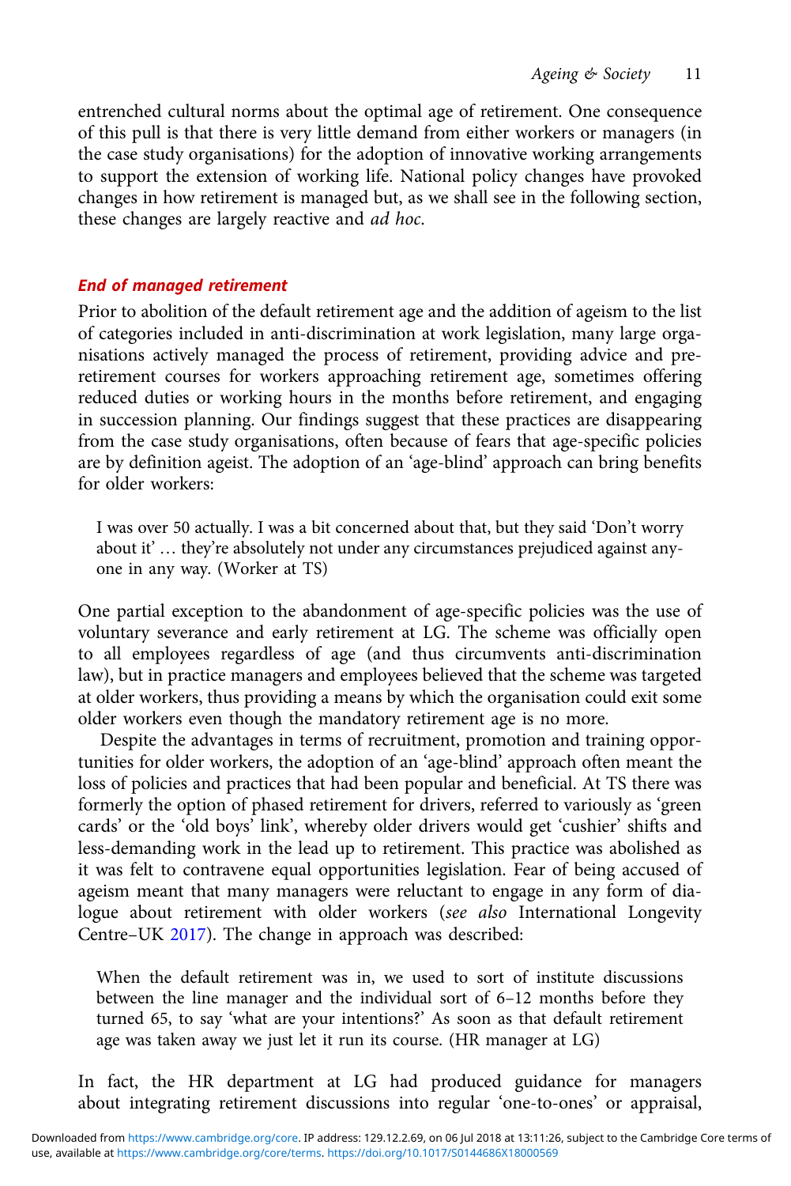entrenched cultural norms about the optimal age of retirement. One consequence of this pull is that there is very little demand from either workers or managers (in the case study organisations) for the adoption of innovative working arrangements to support the extension of working life. National policy changes have provoked changes in how retirement is managed but, as we shall see in the following section, these changes are largely reactive and *ad hoc*.

### *End of managed retirement*

Prior to abolition of the default retirement age and the addition of ageism to the list of categories included in anti-discrimination at work legislation, many large organisations actively managed the process of retirement, providing advice and pre-retirement courses for workers approaching retirement age, sometimes offering reduced duties or working hours in the months before retirement, and engaging in succession planning. Our findings suggest that these practices are disappearing from the case study organisations, often because of fears that age-specific policies are by definition ageist. The adoption of an 'age-blind' approach can bring benefits for older workers:

> I was over 50 actually. I was a bit concerned about that, but they said 'Don't worry about it' … they're absolutely not under any circumstances prejudiced against anyone in any way. (Worker at TS)

One partial exception to the abandonment of age-specific policies was the use of voluntary severance and early retirement at LG. The scheme was officially open to all employees regardless of age (and thus circumvents anti-discrimination law), but in practice managers and employees believed that the scheme was targeted at older workers, thus providing a means by which the organisation could exit some older workers even though the mandatory retirement age is no more.

Despite the advantages in terms of recruitment, promotion and training opportunities for older workers, the adoption of an 'age-blind' approach often meant the loss of policies and practices that had been popular and beneficial. At TS there was formerly the option of phased retirement for drivers, referred to variously as 'green cards' or the 'old boys' link', whereby older drivers would get 'cushier' shifts and less-demanding work in the lead up to retirement. This practice was abolished as it was felt to contravene equal opportunities legislation. Fear of being accused of ageism meant that many managers were reluctant to engage in any form of dialogue about retirement with older workers (*see also* International Longevity Centre–UK 2017). The change in approach was described:

> When the default retirement was in, we used to sort of institute discussions between the line manager and the individual sort of 6–12 months before they turned 65, to say 'what are your intentions?' As soon as that default retirement age was taken away we just let it run its course. (HR manager at LG)

In fact, the HR department at LG had produced guidance for managers about integrating retirement discussions into regular 'one-to-ones' or appraisal,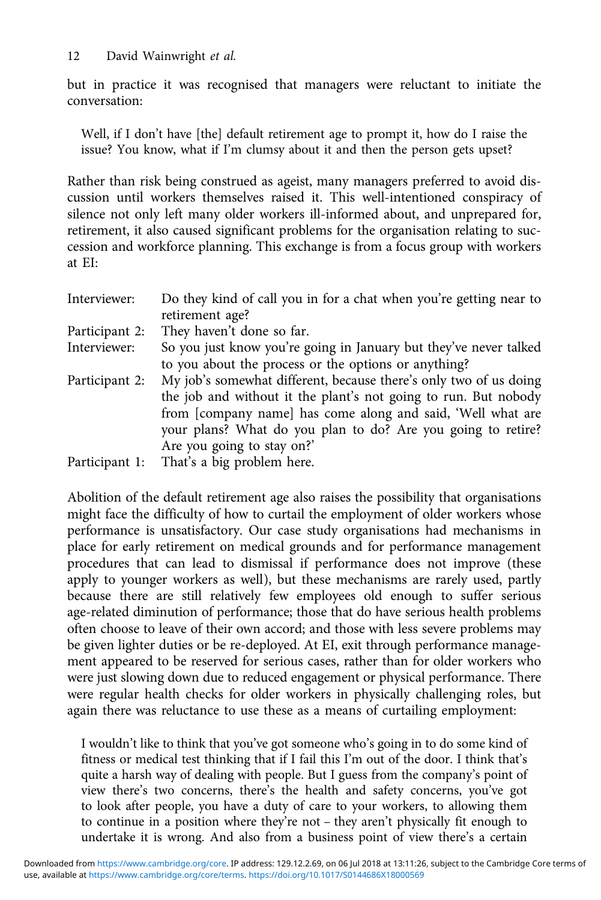but in practice it was recognised that managers were reluctant to initiate the conversation:

> Well, if I don't have [the] default retirement age to prompt it, how do I raise the issue? You know, what if I'm clumsy about it and then the person gets upset?

Rather than risk being construed as ageist, many managers preferred to avoid discussion until workers themselves raised it. This well-intentioned conspiracy of silence not only left many older workers ill-informed about, and unprepared for, retirement, it also caused significant problems for the organisation relating to succession and workforce planning. This exchange is from a focus group with workers at EI:

| | |
|---|---|
| Interviewer: | Do they kind of call you in for a chat when you're getting near to retirement age? |
| Participant 2: | They haven't done so far. |
| Interviewer: | So you just know you're going in January but they've never talked to you about the process or the options or anything? |
| Participant 2: | My job's somewhat different, because there's only two of us doing the job and without it the plant's not going to run. But nobody from [company name] has come along and said, 'Well what are your plans? What do you plan to do? Are you going to retire? Are you going to stay on?' |
| Participant 1: | That's a big problem here. |

Abolition of the default retirement age also raises the possibility that organisations might face the difficulty of how to curtail the employment of older workers whose performance is unsatisfactory. Our case study organisations had mechanisms in place for early retirement on medical grounds and for performance management procedures that can lead to dismissal if performance does not improve (these apply to younger workers as well), but these mechanisms are rarely used, partly because there are still relatively few employees old enough to suffer serious age-related diminution of performance; those that do have serious health problems often choose to leave of their own accord; and those with less severe problems may be given lighter duties or be re-deployed. At EI, exit through performance management appeared to be reserved for serious cases, rather than for older workers who were just slowing down due to reduced engagement or physical performance. There were regular health checks for older workers in physically challenging roles, but again there was reluctance to use these as a means of curtailing employment:

> I wouldn't like to think that you've got someone who's going in to do some kind of fitness or medical test thinking that if I fail this I'm out of the door. I think that's quite a harsh way of dealing with people. But I guess from the company's point of view there's two concerns, there's the health and safety concerns, you've got to look after people, you have a duty of care to your workers, to allowing them to continue in a position where they're not – they aren't physically fit enough to undertake it is wrong. And also from a business point of view there's a certain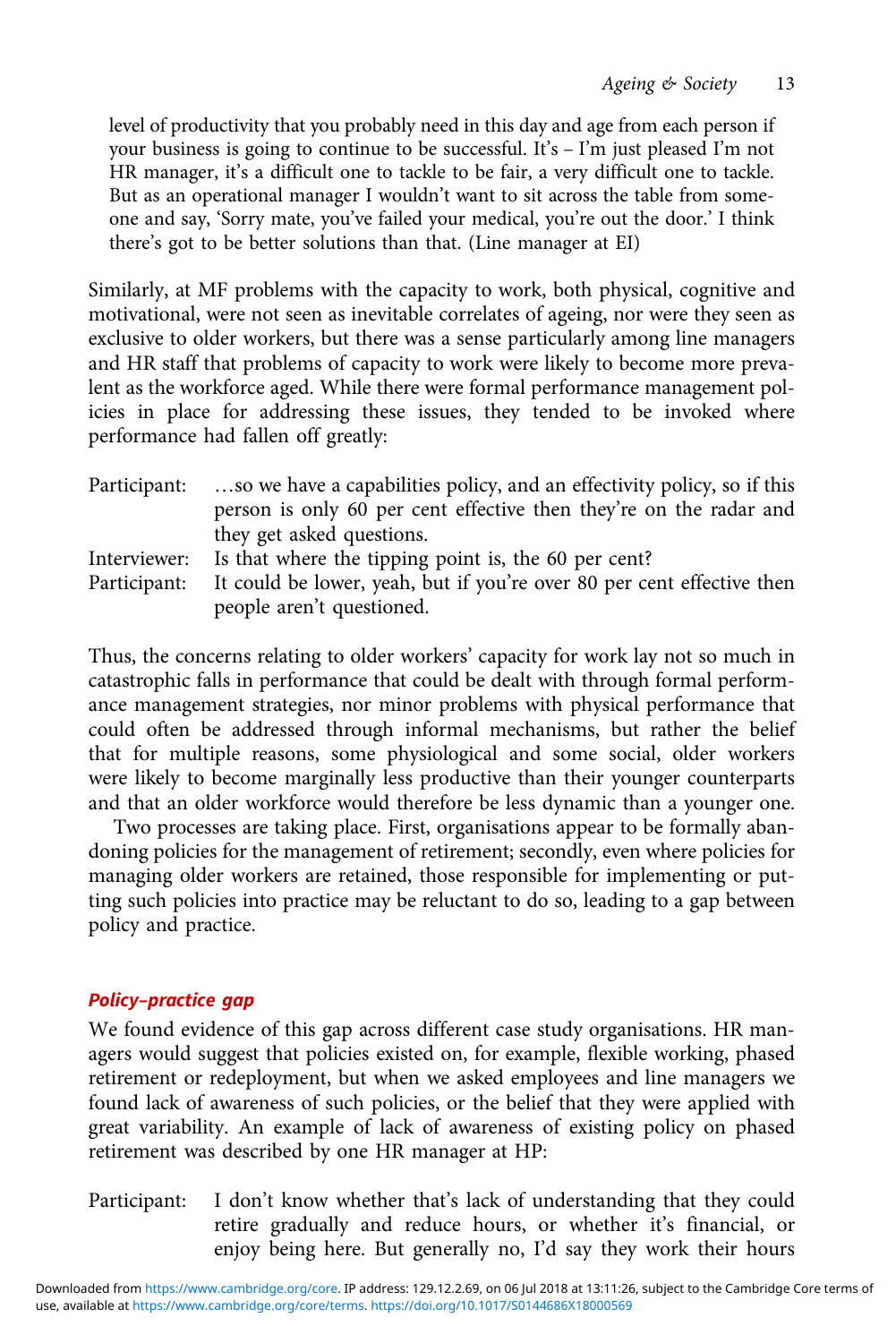level of productivity that you probably need in this day and age from each person if your business is going to continue to be successful. It's – I'm just pleased I'm not HR manager, it's a difficult one to tackle to be fair, a very difficult one to tackle. But as an operational manager I wouldn't want to sit across the table from someone and say, 'Sorry mate, you've failed your medical, you're out the door.' I think there's got to be better solutions than that. (Line manager at EI)

Similarly, at MF problems with the capacity to work, both physical, cognitive and motivational, were not seen as inevitable correlates of ageing, nor were they seen as exclusive to older workers, but there was a sense particularly among line managers and HR staff that problems of capacity to work were likely to become more prevalent as the workforce aged. While there were formal performance management policies in place for addressing these issues, they tended to be invoked where performance had fallen off greatly:

> Participant: …so we have a capabilities policy, and an effectivity policy, so if this person is only 60 per cent effective then they're on the radar and they get asked questions.
>
> Interviewer: Is that where the tipping point is, the 60 per cent?
>
> Participant: It could be lower, yeah, but if you're over 80 per cent effective then people aren't questioned.

Thus, the concerns relating to older workers' capacity for work lay not so much in catastrophic falls in performance that could be dealt with through formal performance management strategies, nor minor problems with physical performance that could often be addressed through informal mechanisms, but rather the belief that for multiple reasons, some physiological and some social, older workers were likely to become marginally less productive than their younger counterparts and that an older workforce would therefore be less dynamic than a younger one.

Two processes are taking place. First, organisations appear to be formally abandoning policies for the management of retirement; secondly, even where policies for managing older workers are retained, those responsible for implementing or putting such policies into practice may be reluctant to do so, leading to a gap between policy and practice.

### *Policy–practice gap*

We found evidence of this gap across different case study organisations. HR managers would suggest that policies existed on, for example, flexible working, phased retirement or redeployment, but when we asked employees and line managers we found lack of awareness of such policies, or the belief that they were applied with great variability. An example of lack of awareness of existing policy on phased retirement was described by one HR manager at HP:

> Participant: I don't know whether that's lack of understanding that they could retire gradually and reduce hours, or whether it's financial, or enjoy being here. But generally no, I'd say they work their hours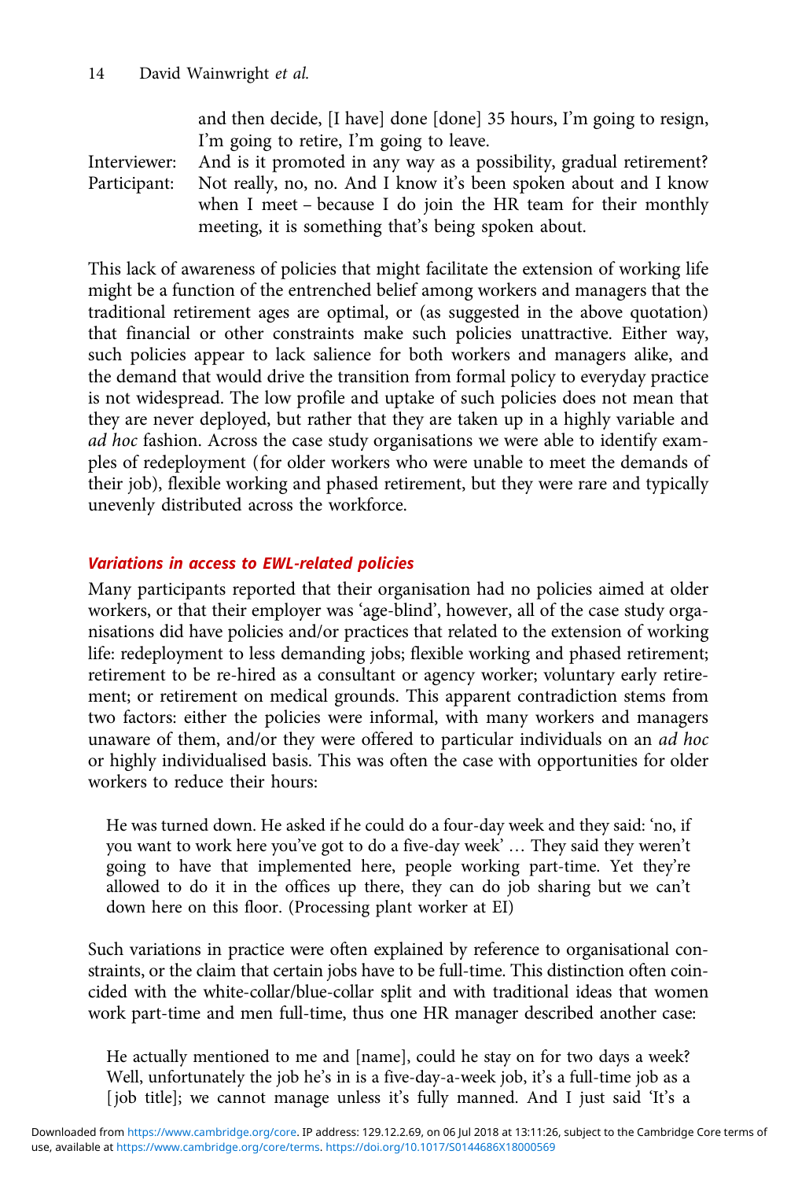and then decide, [I have] done [done] 35 hours, I'm going to resign, I'm going to retire, I'm going to leave.

Interviewer: And is it promoted in any way as a possibility, gradual retirement?

Participant: Not really, no, no. And I know it's been spoken about and I know when I meet – because I do join the HR team for their monthly meeting, it is something that's being spoken about.

This lack of awareness of policies that might facilitate the extension of working life might be a function of the entrenched belief among workers and managers that the traditional retirement ages are optimal, or (as suggested in the above quotation) that financial or other constraints make such policies unattractive. Either way, such policies appear to lack salience for both workers and managers alike, and the demand that would drive the transition from formal policy to everyday practice is not widespread. The low profile and uptake of such policies does not mean that they are never deployed, but rather that they are taken up in a highly variable and *ad hoc* fashion. Across the case study organisations we were able to identify examples of redeployment (for older workers who were unable to meet the demands of their job), flexible working and phased retirement, but they were rare and typically unevenly distributed across the workforce.

### Variations in access to EWL-related policies

Many participants reported that their organisation had no policies aimed at older workers, or that their employer was 'age-blind', however, all of the case study organisations did have policies and/or practices that related to the extension of working life: redeployment to less demanding jobs; flexible working and phased retirement; retirement to be re-hired as a consultant or agency worker; voluntary early retirement; or retirement on medical grounds. This apparent contradiction stems from two factors: either the policies were informal, with many workers and managers unaware of them, and/or they were offered to particular individuals on an *ad hoc* or highly individualised basis. This was often the case with opportunities for older workers to reduce their hours:

> He was turned down. He asked if he could do a four-day week and they said: 'no, if you want to work here you've got to do a five-day week' … They said they weren't going to have that implemented here, people working part-time. Yet they're allowed to do it in the offices up there, they can do job sharing but we can't down here on this floor. (Processing plant worker at EI)

Such variations in practice were often explained by reference to organisational constraints, or the claim that certain jobs have to be full-time. This distinction often coincided with the white-collar/blue-collar split and with traditional ideas that women work part-time and men full-time, thus one HR manager described another case:

> He actually mentioned to me and [name], could he stay on for two days a week? Well, unfortunately the job he's in is a five-day-a-week job, it's a full-time job as a [job title]; we cannot manage unless it's fully manned. And I just said 'It's a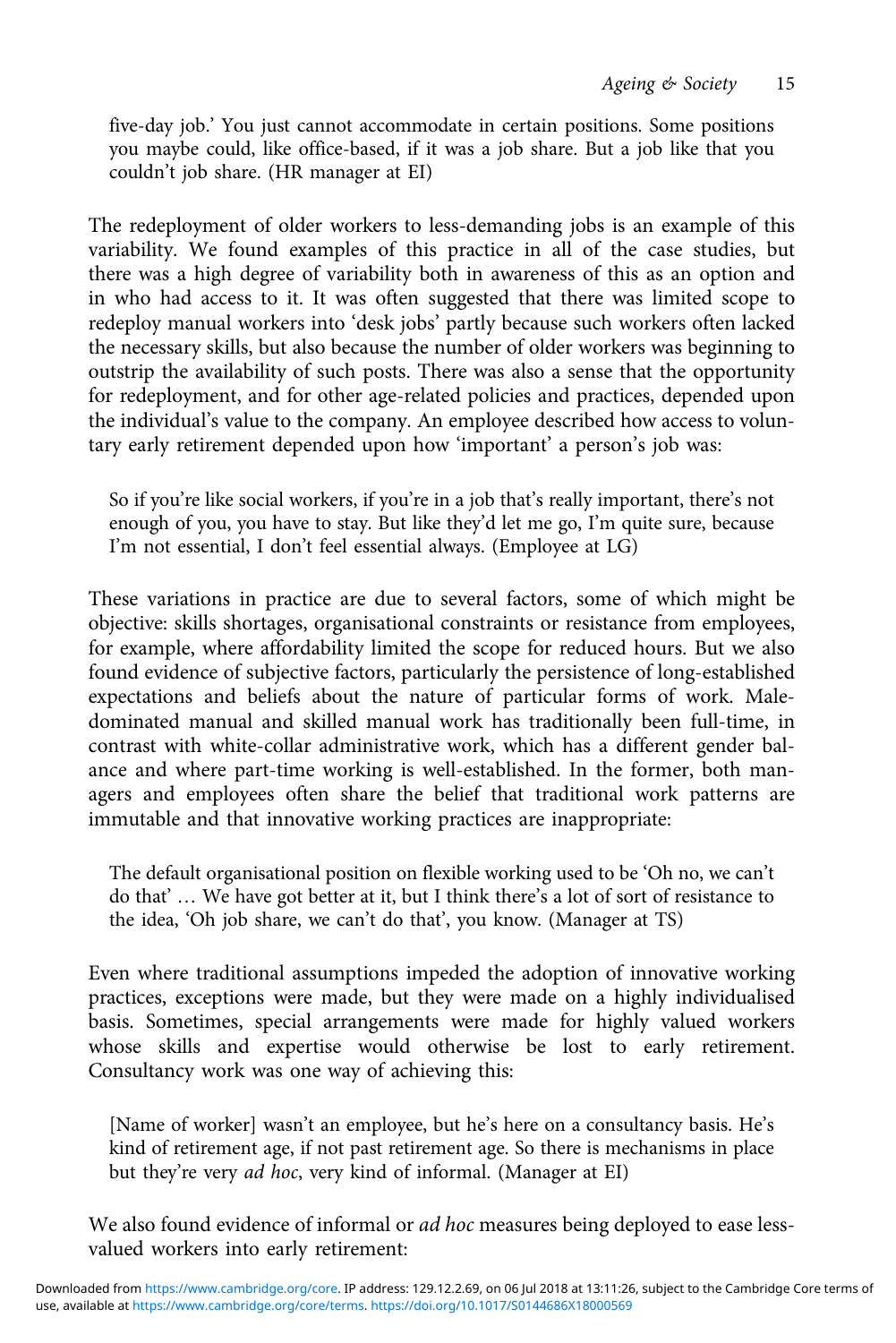five-day job.' You just cannot accommodate in certain positions. Some positions you maybe could, like office-based, if it was a job share. But a job like that you couldn't job share. (HR manager at EI)

The redeployment of older workers to less-demanding jobs is an example of this variability. We found examples of this practice in all of the case studies, but there was a high degree of variability both in awareness of this as an option and in who had access to it. It was often suggested that there was limited scope to redeploy manual workers into 'desk jobs' partly because such workers often lacked the necessary skills, but also because the number of older workers was beginning to outstrip the availability of such posts. There was also a sense that the opportunity for redeployment, and for other age-related policies and practices, depended upon the individual's value to the company. An employee described how access to voluntary early retirement depended upon how 'important' a person's job was:

> So if you're like social workers, if you're in a job that's really important, there's not enough of you, you have to stay. But like they'd let me go, I'm quite sure, because I'm not essential, I don't feel essential always. (Employee at LG)

These variations in practice are due to several factors, some of which might be objective: skills shortages, organisational constraints or resistance from employees, for example, where affordability limited the scope for reduced hours. But we also found evidence of subjective factors, particularly the persistence of long-established expectations and beliefs about the nature of particular forms of work. Male-dominated manual and skilled manual work has traditionally been full-time, in contrast with white-collar administrative work, which has a different gender balance and where part-time working is well-established. In the former, both managers and employees often share the belief that traditional work patterns are immutable and that innovative working practices are inappropriate:

> The default organisational position on flexible working used to be 'Oh no, we can't do that' … We have got better at it, but I think there's a lot of sort of resistance to the idea, 'Oh job share, we can't do that', you know. (Manager at TS)

Even where traditional assumptions impeded the adoption of innovative working practices, exceptions were made, but they were made on a highly individualised basis. Sometimes, special arrangements were made for highly valued workers whose skills and expertise would otherwise be lost to early retirement. Consultancy work was one way of achieving this:

> [Name of worker] wasn't an employee, but he's here on a consultancy basis. He's kind of retirement age, if not past retirement age. So there is mechanisms in place but they're very *ad hoc*, very kind of informal. (Manager at EI)

We also found evidence of informal or *ad hoc* measures being deployed to ease less-valued workers into early retirement: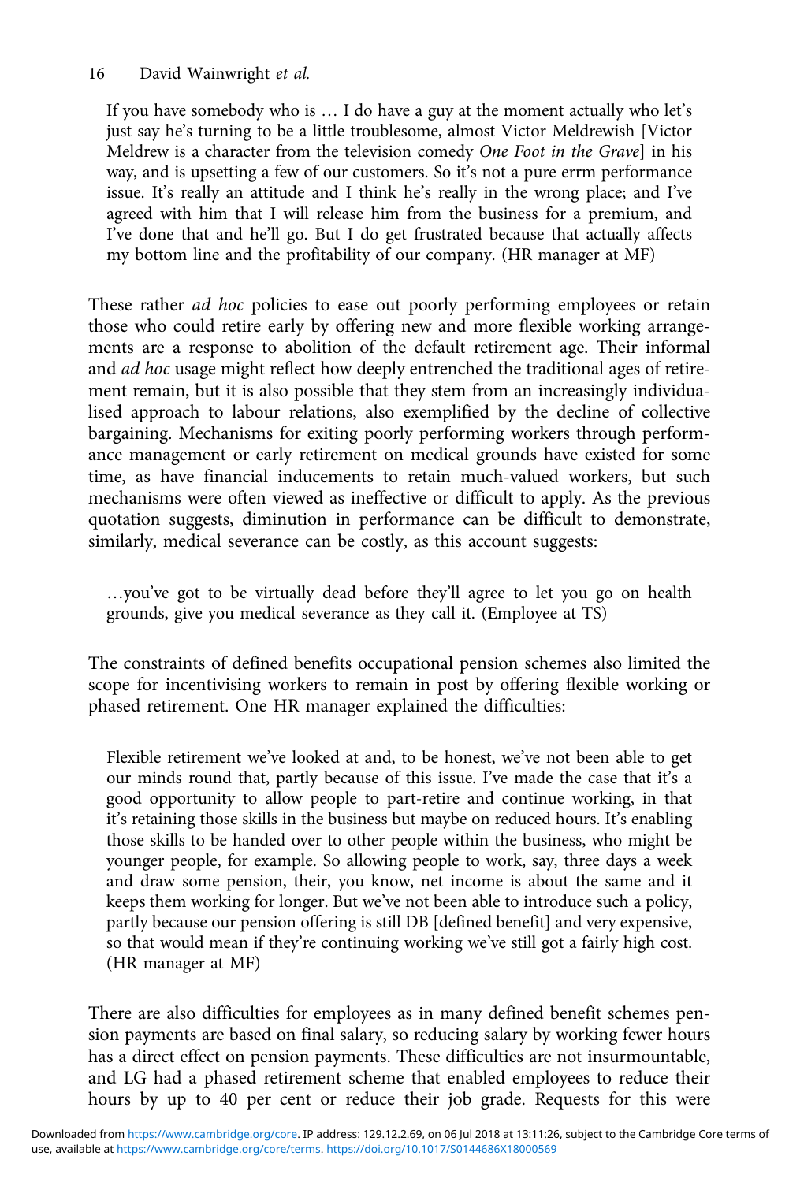If you have somebody who is … I do have a guy at the moment actually who let's just say he's turning to be a little troublesome, almost Victor Meldrewish [Victor Meldrew is a character from the television comedy *One Foot in the Grave*] in his way, and is upsetting a few of our customers. So it's not a pure errm performance issue. It's really an attitude and I think he's really in the wrong place; and I've agreed with him that I will release him from the business for a premium, and I've done that and he'll go. But I do get frustrated because that actually affects my bottom line and the profitability of our company. (HR manager at MF)

These rather *ad hoc* policies to ease out poorly performing employees or retain those who could retire early by offering new and more flexible working arrangements are a response to abolition of the default retirement age. Their informal and *ad hoc* usage might reflect how deeply entrenched the traditional ages of retirement remain, but it is also possible that they stem from an increasingly individualised approach to labour relations, also exemplified by the decline of collective bargaining. Mechanisms for exiting poorly performing workers through performance management or early retirement on medical grounds have existed for some time, as have financial inducements to retain much-valued workers, but such mechanisms were often viewed as ineffective or difficult to apply. As the previous quotation suggests, diminution in performance can be difficult to demonstrate, similarly, medical severance can be costly, as this account suggests:

…you've got to be virtually dead before they'll agree to let you go on health grounds, give you medical severance as they call it. (Employee at TS)

The constraints of defined benefits occupational pension schemes also limited the scope for incentivising workers to remain in post by offering flexible working or phased retirement. One HR manager explained the difficulties:

Flexible retirement we've looked at and, to be honest, we've not been able to get our minds round that, partly because of this issue. I've made the case that it's a good opportunity to allow people to part-retire and continue working, in that it's retaining those skills in the business but maybe on reduced hours. It's enabling those skills to be handed over to other people within the business, who might be younger people, for example. So allowing people to work, say, three days a week and draw some pension, their, you know, net income is about the same and it keeps them working for longer. But we've not been able to introduce such a policy, partly because our pension offering is still DB [defined benefit] and very expensive, so that would mean if they're continuing working we've still got a fairly high cost. (HR manager at MF)

There are also difficulties for employees as in many defined benefit schemes pension payments are based on final salary, so reducing salary by working fewer hours has a direct effect on pension payments. These difficulties are not insurmountable, and LG had a phased retirement scheme that enabled employees to reduce their hours by up to 40 per cent or reduce their job grade. Requests for this were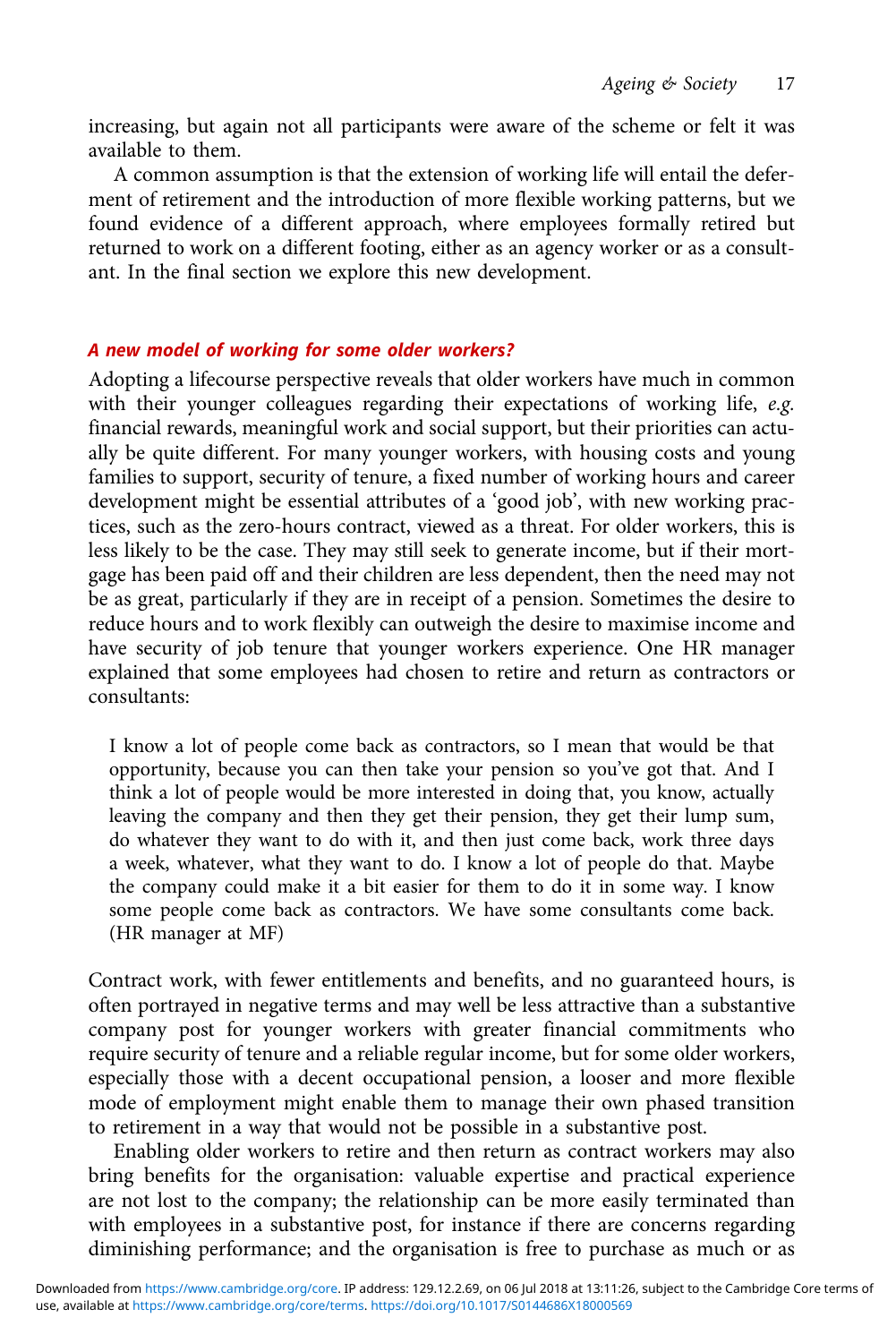increasing, but again not all participants were aware of the scheme or felt it was available to them.

A common assumption is that the extension of working life will entail the deferment of retirement and the introduction of more flexible working patterns, but we found evidence of a different approach, where employees formally retired but returned to work on a different footing, either as an agency worker or as a consultant. In the final section we explore this new development.

### *A new model of working for some older workers?*

Adopting a lifecourse perspective reveals that older workers have much in common with their younger colleagues regarding their expectations of working life, *e.g.* financial rewards, meaningful work and social support, but their priorities can actually be quite different. For many younger workers, with housing costs and young families to support, security of tenure, a fixed number of working hours and career development might be essential attributes of a 'good job', with new working practices, such as the zero-hours contract, viewed as a threat. For older workers, this is less likely to be the case. They may still seek to generate income, but if their mortgage has been paid off and their children are less dependent, then the need may not be as great, particularly if they are in receipt of a pension. Sometimes the desire to reduce hours and to work flexibly can outweigh the desire to maximise income and have security of job tenure that younger workers experience. One HR manager explained that some employees had chosen to retire and return as contractors or consultants:

> I know a lot of people come back as contractors, so I mean that would be that opportunity, because you can then take your pension so you've got that. And I think a lot of people would be more interested in doing that, you know, actually leaving the company and then they get their pension, they get their lump sum, do whatever they want to do with it, and then just come back, work three days a week, whatever, what they want to do. I know a lot of people do that. Maybe the company could make it a bit easier for them to do it in some way. I know some people come back as contractors. We have some consultants come back. (HR manager at MF)

Contract work, with fewer entitlements and benefits, and no guaranteed hours, is often portrayed in negative terms and may well be less attractive than a substantive company post for younger workers with greater financial commitments who require security of tenure and a reliable regular income, but for some older workers, especially those with a decent occupational pension, a looser and more flexible mode of employment might enable them to manage their own phased transition to retirement in a way that would not be possible in a substantive post.

Enabling older workers to retire and then return as contract workers may also bring benefits for the organisation: valuable expertise and practical experience are not lost to the company; the relationship can be more easily terminated than with employees in a substantive post, for instance if there are concerns regarding diminishing performance; and the organisation is free to purchase as much or as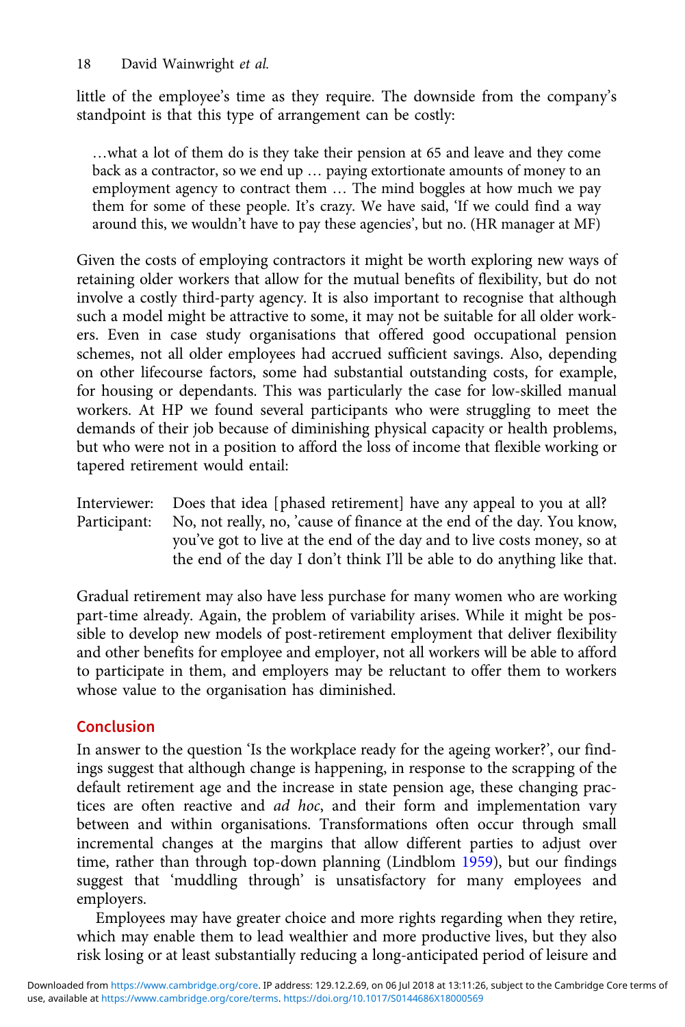little of the employee's time as they require. The downside from the company's standpoint is that this type of arrangement can be costly:

> …what a lot of them do is they take their pension at 65 and leave and they come back as a contractor, so we end up … paying extortionate amounts of money to an employment agency to contract them … The mind boggles at how much we pay them for some of these people. It's crazy. We have said, 'If we could find a way around this, we wouldn't have to pay these agencies', but no. (HR manager at MF)

Given the costs of employing contractors it might be worth exploring new ways of retaining older workers that allow for the mutual benefits of flexibility, but do not involve a costly third-party agency. It is also important to recognise that although such a model might be attractive to some, it may not be suitable for all older workers. Even in case study organisations that offered good occupational pension schemes, not all older employees had accrued sufficient savings. Also, depending on other lifecourse factors, some had substantial outstanding costs, for example, for housing or dependants. This was particularly the case for low-skilled manual workers. At HP we found several participants who were struggling to meet the demands of their job because of diminishing physical capacity or health problems, but who were not in a position to afford the loss of income that flexible working or tapered retirement would entail:

> Interviewer: Does that idea [phased retirement] have any appeal to you at all?
> Participant: No, not really, no, 'cause of finance at the end of the day. You know, you've got to live at the end of the day and to live costs money, so at the end of the day I don't think I'll be able to do anything like that.

Gradual retirement may also have less purchase for many women who are working part-time already. Again, the problem of variability arises. While it might be possible to develop new models of post-retirement employment that deliver flexibility and other benefits for employee and employer, not all workers will be able to afford to participate in them, and employers may be reluctant to offer them to workers whose value to the organisation has diminished.

## Conclusion

In answer to the question 'Is the workplace ready for the ageing worker?', our findings suggest that although change is happening, in response to the scrapping of the default retirement age and the increase in state pension age, these changing practices are often reactive and *ad hoc*, and their form and implementation vary between and within organisations. Transformations often occur through small incremental changes at the margins that allow different parties to adjust over time, rather than through top-down planning (Lindblom 1959), but our findings suggest that 'muddling through' is unsatisfactory for many employees and employers.

Employees may have greater choice and more rights regarding when they retire, which may enable them to lead wealthier and more productive lives, but they also risk losing or at least substantially reducing a long-anticipated period of leisure and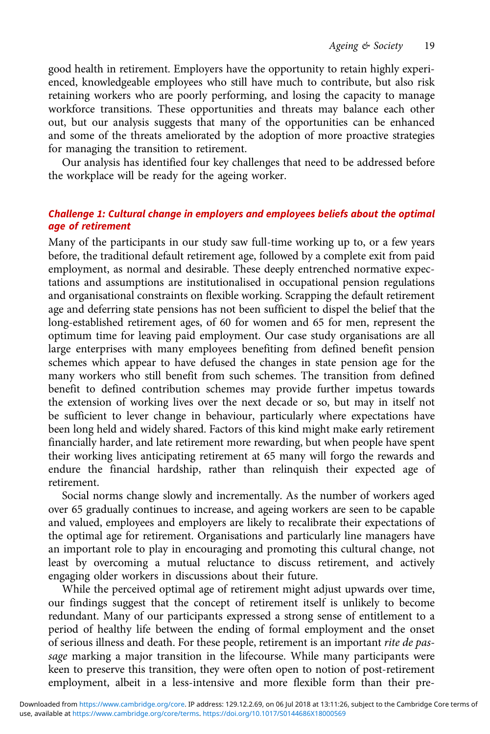good health in retirement. Employers have the opportunity to retain highly experienced, knowledgeable employees who still have much to contribute, but also risk retaining workers who are poorly performing, and losing the capacity to manage workforce transitions. These opportunities and threats may balance each other out, but our analysis suggests that many of the opportunities can be enhanced and some of the threats ameliorated by the adoption of more proactive strategies for managing the transition to retirement.

Our analysis has identified four key challenges that need to be addressed before the workplace will be ready for the ageing worker.

### *Challenge 1: Cultural change in employers and employees beliefs about the optimal age of retirement*

Many of the participants in our study saw full-time working up to, or a few years before, the traditional default retirement age, followed by a complete exit from paid employment, as normal and desirable. These deeply entrenched normative expectations and assumptions are institutionalised in occupational pension regulations and organisational constraints on flexible working. Scrapping the default retirement age and deferring state pensions has not been sufficient to dispel the belief that the long-established retirement ages, of 60 for women and 65 for men, represent the optimum time for leaving paid employment. Our case study organisations are all large enterprises with many employees benefiting from defined benefit pension schemes which appear to have defused the changes in state pension age for the many workers who still benefit from such schemes. The transition from defined benefit to defined contribution schemes may provide further impetus towards the extension of working lives over the next decade or so, but may in itself not be sufficient to lever change in behaviour, particularly where expectations have been long held and widely shared. Factors of this kind might make early retirement financially harder, and late retirement more rewarding, but when people have spent their working lives anticipating retirement at 65 many will forgo the rewards and endure the financial hardship, rather than relinquish their expected age of retirement.

Social norms change slowly and incrementally. As the number of workers aged over 65 gradually continues to increase, and ageing workers are seen to be capable and valued, employees and employers are likely to recalibrate their expectations of the optimal age for retirement. Organisations and particularly line managers have an important role to play in encouraging and promoting this cultural change, not least by overcoming a mutual reluctance to discuss retirement, and actively engaging older workers in discussions about their future.

While the perceived optimal age of retirement might adjust upwards over time, our findings suggest that the concept of retirement itself is unlikely to become redundant. Many of our participants expressed a strong sense of entitlement to a period of healthy life between the ending of formal employment and the onset of serious illness and death. For these people, retirement is an important *rite de passage* marking a major transition in the lifecourse. While many participants were keen to preserve this transition, they were often open to notion of post-retirement employment, albeit in a less-intensive and more flexible form than their pre-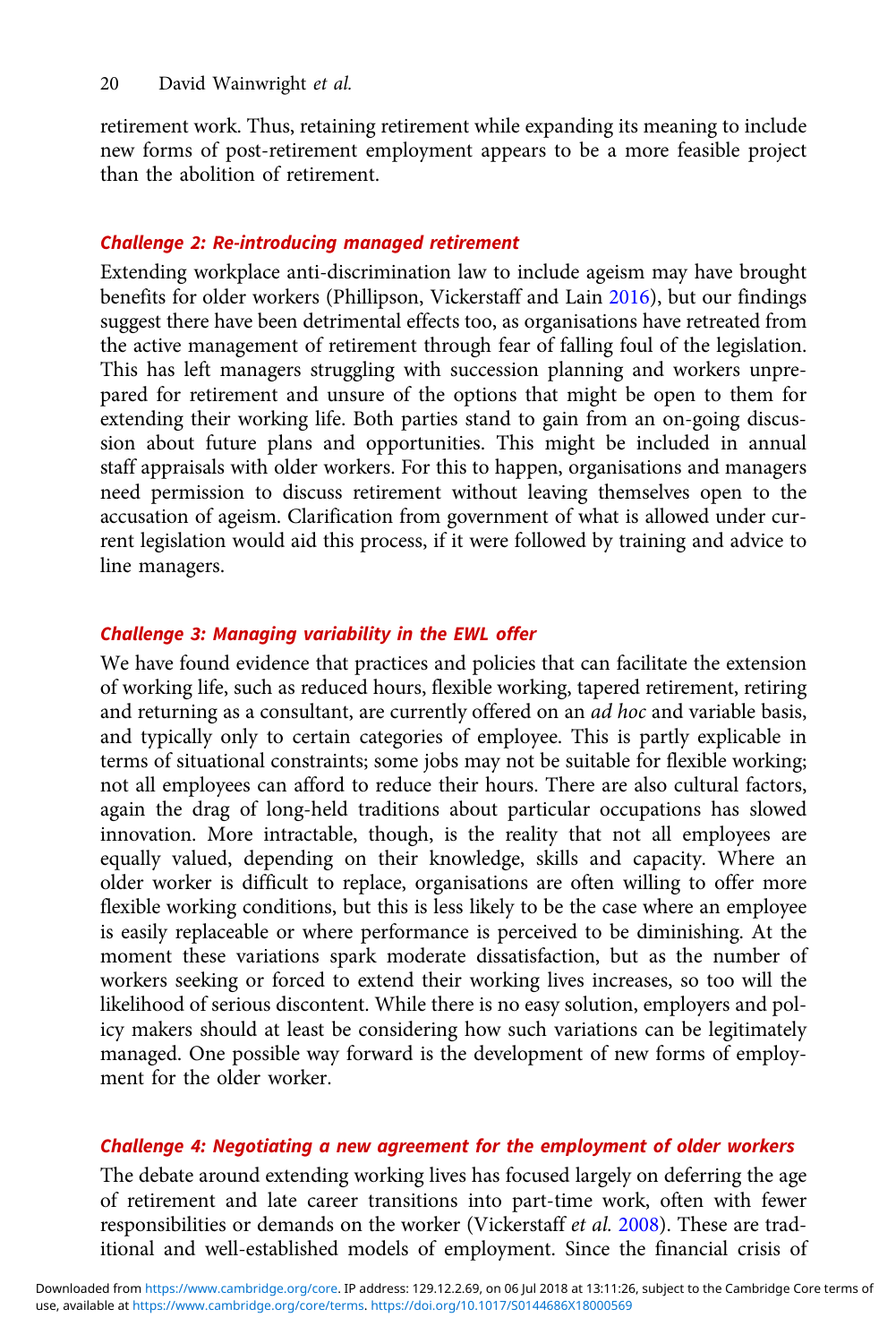retirement work. Thus, retaining retirement while expanding its meaning to include new forms of post-retirement employment appears to be a more feasible project than the abolition of retirement.

### *Challenge 2: Re-introducing managed retirement*

Extending workplace anti-discrimination law to include ageism may have brought benefits for older workers (Phillipson, Vickerstaff and Lain 2016), but our findings suggest there have been detrimental effects too, as organisations have retreated from the active management of retirement through fear of falling foul of the legislation. This has left managers struggling with succession planning and workers unprepared for retirement and unsure of the options that might be open to them for extending their working life. Both parties stand to gain from an on-going discussion about future plans and opportunities. This might be included in annual staff appraisals with older workers. For this to happen, organisations and managers need permission to discuss retirement without leaving themselves open to the accusation of ageism. Clarification from government of what is allowed under current legislation would aid this process, if it were followed by training and advice to line managers.

### *Challenge 3: Managing variability in the EWL offer*

We have found evidence that practices and policies that can facilitate the extension of working life, such as reduced hours, flexible working, tapered retirement, retiring and returning as a consultant, are currently offered on an *ad hoc* and variable basis, and typically only to certain categories of employee. This is partly explicable in terms of situational constraints; some jobs may not be suitable for flexible working; not all employees can afford to reduce their hours. There are also cultural factors, again the drag of long-held traditions about particular occupations has slowed innovation. More intractable, though, is the reality that not all employees are equally valued, depending on their knowledge, skills and capacity. Where an older worker is difficult to replace, organisations are often willing to offer more flexible working conditions, but this is less likely to be the case where an employee is easily replaceable or where performance is perceived to be diminishing. At the moment these variations spark moderate dissatisfaction, but as the number of workers seeking or forced to extend their working lives increases, so too will the likelihood of serious discontent. While there is no easy solution, employers and policy makers should at least be considering how such variations can be legitimately managed. One possible way forward is the development of new forms of employment for the older worker.

### *Challenge 4: Negotiating a new agreement for the employment of older workers*

The debate around extending working lives has focused largely on deferring the age of retirement and late career transitions into part-time work, often with fewer responsibilities or demands on the worker (Vickerstaff *et al.* 2008). These are traditional and well-established models of employment. Since the financial crisis of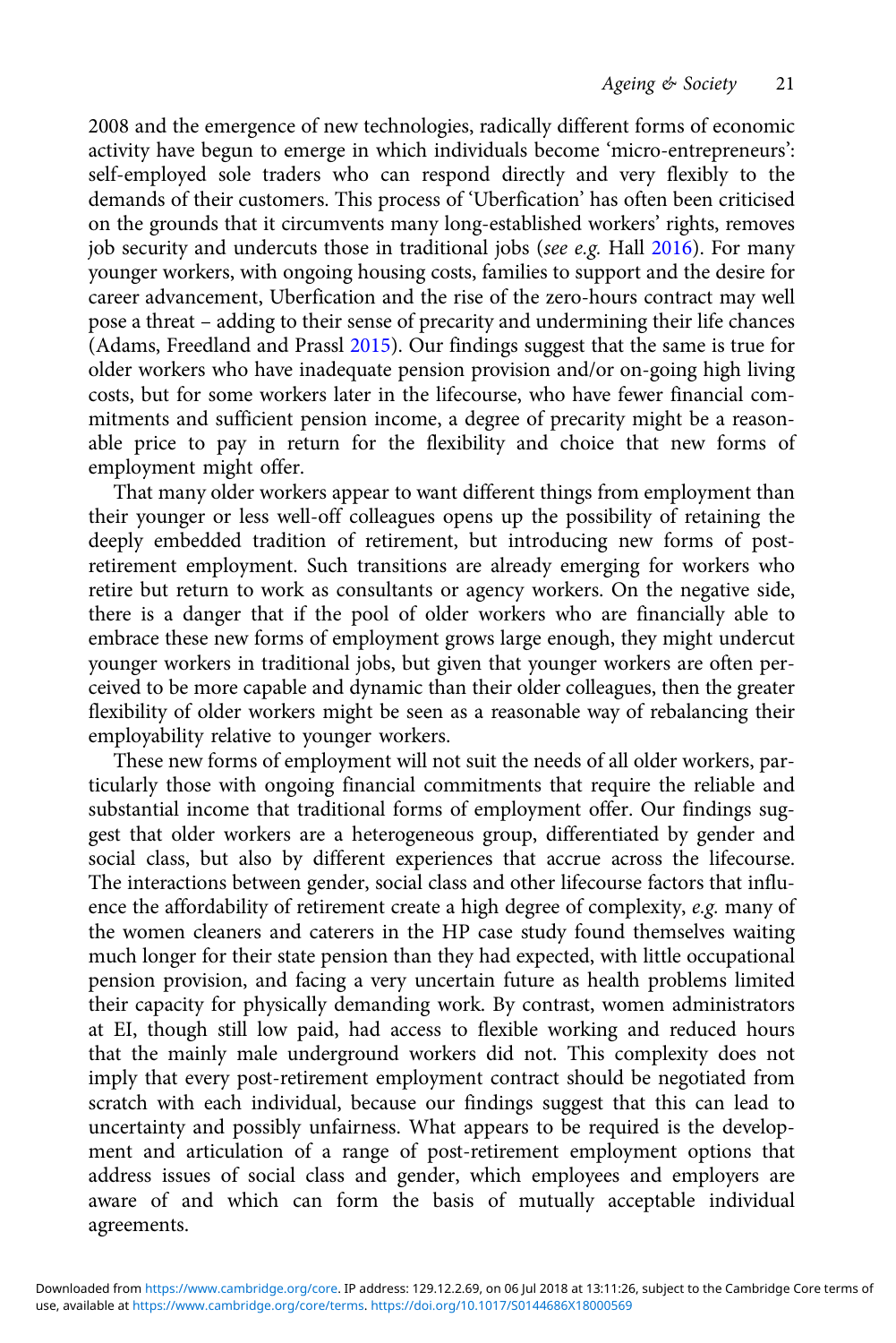2008 and the emergence of new technologies, radically different forms of economic activity have begun to emerge in which individuals become 'micro-entrepreneurs': self-employed sole traders who can respond directly and very flexibly to the demands of their customers. This process of 'Uberfication' has often been criticised on the grounds that it circumvents many long-established workers' rights, removes job security and undercuts those in traditional jobs (*see e.g.* Hall 2016). For many younger workers, with ongoing housing costs, families to support and the desire for career advancement, Uberfication and the rise of the zero-hours contract may well pose a threat – adding to their sense of precarity and undermining their life chances (Adams, Freedland and Prassl 2015). Our findings suggest that the same is true for older workers who have inadequate pension provision and/or on-going high living costs, but for some workers later in the lifecourse, who have fewer financial commitments and sufficient pension income, a degree of precarity might be a reasonable price to pay in return for the flexibility and choice that new forms of employment might offer.

That many older workers appear to want different things from employment than their younger or less well-off colleagues opens up the possibility of retaining the deeply embedded tradition of retirement, but introducing new forms of post-retirement employment. Such transitions are already emerging for workers who retire but return to work as consultants or agency workers. On the negative side, there is a danger that if the pool of older workers who are financially able to embrace these new forms of employment grows large enough, they might undercut younger workers in traditional jobs, but given that younger workers are often perceived to be more capable and dynamic than their older colleagues, then the greater flexibility of older workers might be seen as a reasonable way of rebalancing their employability relative to younger workers.

These new forms of employment will not suit the needs of all older workers, particularly those with ongoing financial commitments that require the reliable and substantial income that traditional forms of employment offer. Our findings suggest that older workers are a heterogeneous group, differentiated by gender and social class, but also by different experiences that accrue across the lifecourse. The interactions between gender, social class and other lifecourse factors that influence the affordability of retirement create a high degree of complexity, *e.g.* many of the women cleaners and caterers in the HP case study found themselves waiting much longer for their state pension than they had expected, with little occupational pension provision, and facing a very uncertain future as health problems limited their capacity for physically demanding work. By contrast, women administrators at EI, though still low paid, had access to flexible working and reduced hours that the mainly male underground workers did not. This complexity does not imply that every post-retirement employment contract should be negotiated from scratch with each individual, because our findings suggest that this can lead to uncertainty and possibly unfairness. What appears to be required is the development and articulation of a range of post-retirement employment options that address issues of social class and gender, which employees and employers are aware of and which can form the basis of mutually acceptable individual agreements.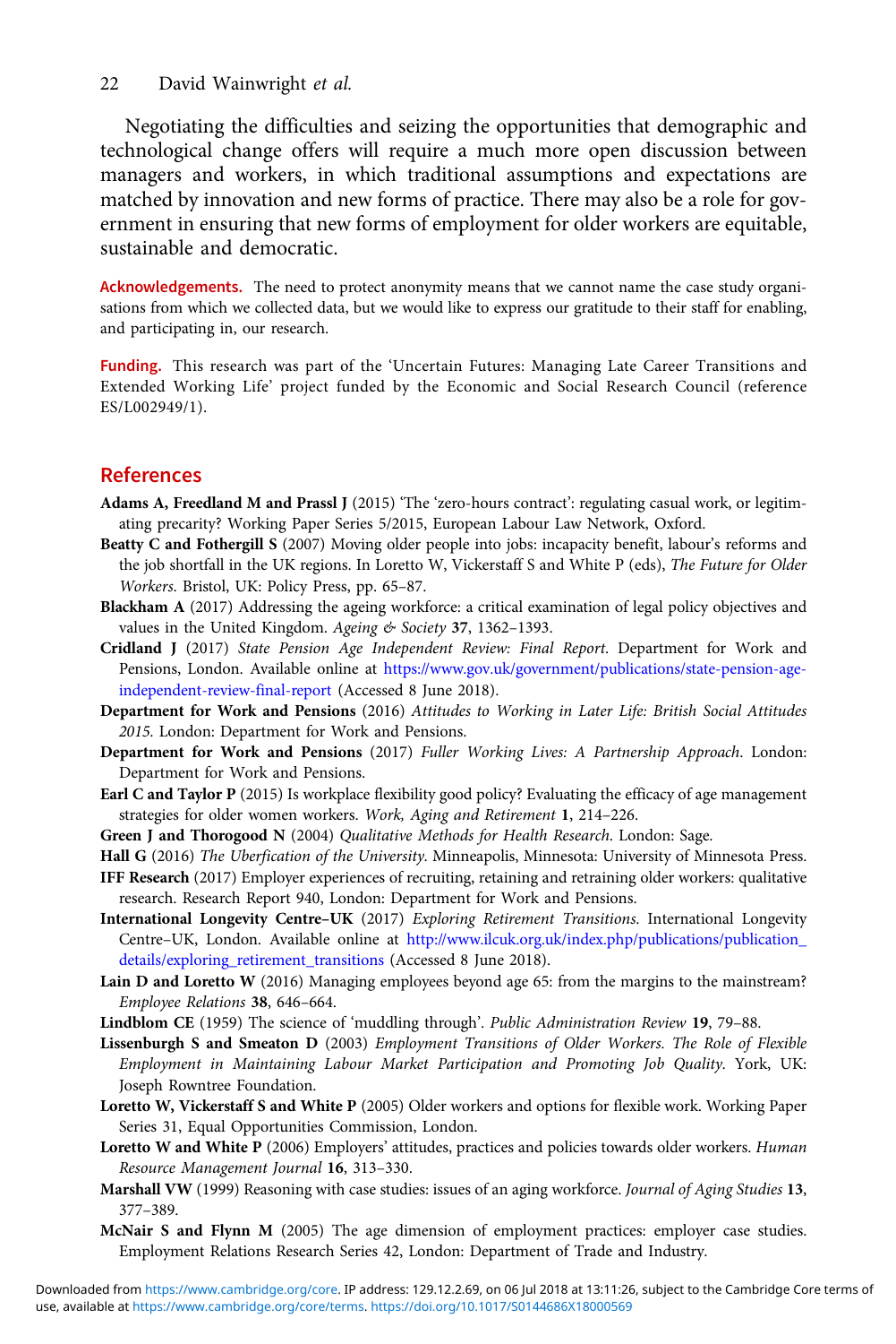Negotiating the difficulties and seizing the opportunities that demographic and technological change offers will require a much more open discussion between managers and workers, in which traditional assumptions and expectations are matched by innovation and new forms of practice. There may also be a role for government in ensuring that new forms of employment for older workers are equitable, sustainable and democratic.

**Acknowledgements.** The need to protect anonymity means that we cannot name the case study organisations from which we collected data, but we would like to express our gratitude to their staff for enabling, and participating in, our research.

**Funding.** This research was part of the 'Uncertain Futures: Managing Late Career Transitions and Extended Working Life' project funded by the Economic and Social Research Council (reference ES/L002949/1).

## References

**Adams A, Freedland M and Prassl J** (2015) 'The 'zero-hours contract': regulating casual work, or legitimating precarity? Working Paper Series 5/2015, European Labour Law Network, Oxford.

**Beatty C and Fothergill S** (2007) Moving older people into jobs: incapacity benefit, labour's reforms and the job shortfall in the UK regions. In Loretto W, Vickerstaff S and White P (eds), *The Future for Older Workers*. Bristol, UK: Policy Press, pp. 65–87.

**Blackham A** (2017) Addressing the ageing workforce: a critical examination of legal policy objectives and values in the United Kingdom. *Ageing & Society* **37**, 1362–1393.

**Cridland J** (2017) *State Pension Age Independent Review: Final Report*. Department for Work and Pensions, London. Available online at https://www.gov.uk/government/publications/state-pension-age-independent-review-final-report (Accessed 8 June 2018).

**Department for Work and Pensions** (2016) *Attitudes to Working in Later Life: British Social Attitudes 2015*. London: Department for Work and Pensions.

**Department for Work and Pensions** (2017) *Fuller Working Lives: A Partnership Approach*. London: Department for Work and Pensions.

**Earl C and Taylor P** (2015) Is workplace flexibility good policy? Evaluating the efficacy of age management strategies for older women workers. *Work, Aging and Retirement* **1**, 214–226.

**Green J and Thorogood N** (2004) *Qualitative Methods for Health Research*. London: Sage.

**Hall G** (2016) *The Uberfication of the University*. Minneapolis, Minnesota: University of Minnesota Press.

**IFF Research** (2017) Employer experiences of recruiting, retaining and retraining older workers: qualitative research. Research Report 940, London: Department for Work and Pensions.

**International Longevity Centre–UK** (2017) *Exploring Retirement Transitions*. International Longevity Centre–UK, London. Available online at http://www.ilcuk.org.uk/index.php/publications/publication_details/exploring_retirement_transitions (Accessed 8 June 2018).

**Lain D and Loretto W** (2016) Managing employees beyond age 65: from the margins to the mainstream? *Employee Relations* **38**, 646–664.

**Lindblom CE** (1959) The science of 'muddling through'. *Public Administration Review* **19**, 79–88.

**Lissenburgh S and Smeaton D** (2003) *Employment Transitions of Older Workers. The Role of Flexible Employment in Maintaining Labour Market Participation and Promoting Job Quality*. York, UK: Joseph Rowntree Foundation.

**Loretto W, Vickerstaff S and White P** (2005) Older workers and options for flexible work. Working Paper Series 31, Equal Opportunities Commission, London.

**Loretto W and White P** (2006) Employers' attitudes, practices and policies towards older workers. *Human Resource Management Journal* **16**, 313–330.

**Marshall VW** (1999) Reasoning with case studies: issues of an aging workforce. *Journal of Aging Studies* **13**, 377–389.

**McNair S and Flynn M** (2005) The age dimension of employment practices: employer case studies. Employment Relations Research Series 42, London: Department of Trade and Industry.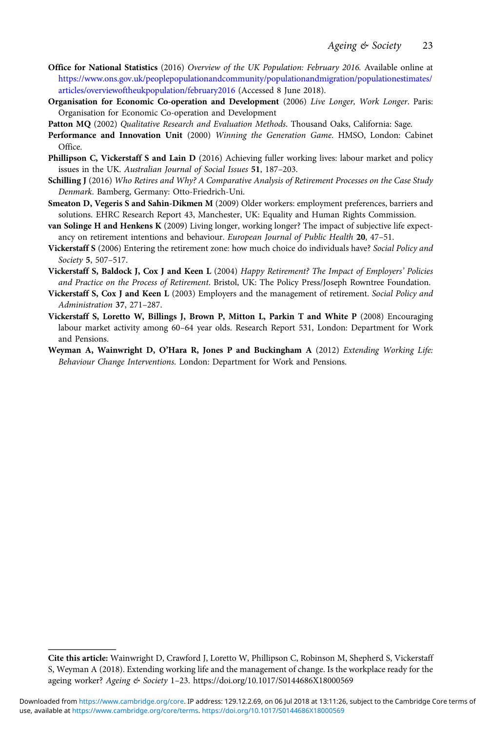**Office for National Statistics** (2016) *Overview of the UK Population: February 2016.* Available online at https://www.ons.gov.uk/peoplepopulationandcommunity/populationandmigration/populationestimates/articles/overviewoftheukpopulation/february2016 (Accessed 8 June 2018).

**Organisation for Economic Co-operation and Development** (2006) *Live Longer, Work Longer*. Paris: Organisation for Economic Co-operation and Development

**Patton MQ** (2002) *Qualitative Research and Evaluation Methods.* Thousand Oaks, California: Sage.

**Performance and Innovation Unit** (2000) *Winning the Generation Game*. HMSO, London: Cabinet Office.

**Phillipson C, Vickerstaff S and Lain D** (2016) Achieving fuller working lives: labour market and policy issues in the UK. *Australian Journal of Social Issues* **51**, 187–203.

**Schilling J** (2016) *Who Retires and Why? A Comparative Analysis of Retirement Processes on the Case Study Denmark*. Bamberg, Germany: Otto-Friedrich-Uni.

**Smeaton D, Vegeris S and Sahin-Dikmen M** (2009) Older workers: employment preferences, barriers and solutions. EHRC Research Report 43, Manchester, UK: Equality and Human Rights Commission.

**van Solinge H and Henkens K** (2009) Living longer, working longer? The impact of subjective life expectancy on retirement intentions and behaviour. *European Journal of Public Health* **20**, 47–51.

**Vickerstaff S** (2006) Entering the retirement zone: how much choice do individuals have? *Social Policy and Society* **5**, 507–517.

**Vickerstaff S, Baldock J, Cox J and Keen L** (2004) *Happy Retirement? The Impact of Employers' Policies and Practice on the Process of Retirement*. Bristol, UK: The Policy Press/Joseph Rowntree Foundation.

**Vickerstaff S, Cox J and Keen L** (2003) Employers and the management of retirement. *Social Policy and Administration* **37**, 271–287.

**Vickerstaff S, Loretto W, Billings J, Brown P, Mitton L, Parkin T and White P** (2008) Encouraging labour market activity among 60–64 year olds. Research Report 531, London: Department for Work and Pensions.

**Weyman A, Wainwright D, O'Hara R, Jones P and Buckingham A** (2012) *Extending Working Life: Behaviour Change Interventions*. London: Department for Work and Pensions.

**Cite this article:** Wainwright D, Crawford J, Loretto W, Phillipson C, Robinson M, Shepherd S, Vickerstaff S, Weyman A (2018). Extending working life and the management of change. Is the workplace ready for the ageing worker? *Ageing & Society* 1–23. https://doi.org/10.1017/S0144686X18000569